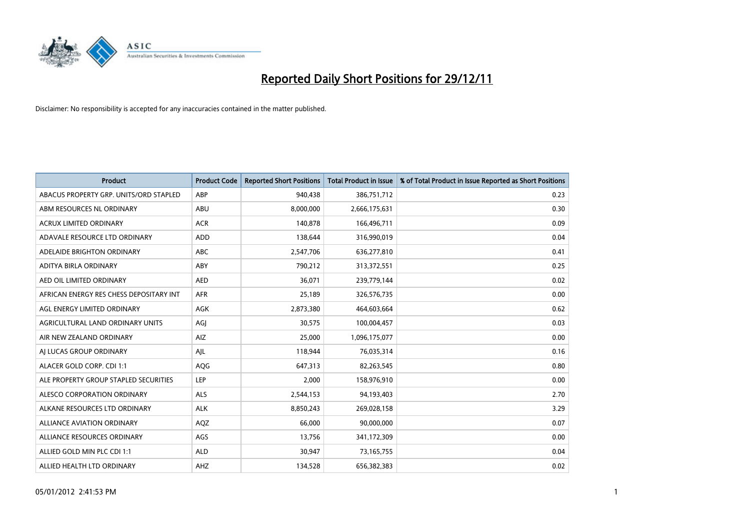# Reported Daily Short Positions for 29/12/11

Disclaimer: No responsibility is accepted for any inaccuracies contained in the matter published.

| Product | Product Code | Reported Short Positions | Total Product in Issue | % of Total Product in Issue Reported as Short Positions |
|---|---|---|---|---|
| ABACUS PROPERTY GRP. UNITS/ORD STAPLED | ABP | 940,438 | 386,751,712 | 0.23 |
| ABM RESOURCES NL ORDINARY | ABU | 8,000,000 | 2,666,175,631 | 0.30 |
| ACRUX LIMITED ORDINARY | ACR | 140,878 | 166,496,711 | 0.09 |
| ADAVALE RESOURCE LTD ORDINARY | ADD | 138,644 | 316,990,019 | 0.04 |
| ADELAIDE BRIGHTON ORDINARY | ABC | 2,547,706 | 636,277,810 | 0.41 |
| ADITYA BIRLA ORDINARY | ABY | 790,212 | 313,372,551 | 0.25 |
| AED OIL LIMITED ORDINARY | AED | 36,071 | 239,779,144 | 0.02 |
| AFRICAN ENERGY RES CHESS DEPOSITARY INT | AFR | 25,189 | 326,576,735 | 0.00 |
| AGL ENERGY LIMITED ORDINARY | AGK | 2,873,380 | 464,603,664 | 0.62 |
| AGRICULTURAL LAND ORDINARY UNITS | AGJ | 30,575 | 100,004,457 | 0.03 |
| AIR NEW ZEALAND ORDINARY | AIZ | 25,000 | 1,096,175,077 | 0.00 |
| AJ LUCAS GROUP ORDINARY | AJL | 118,944 | 76,035,314 | 0.16 |
| ALACER GOLD CORP. CDI 1:1 | AQG | 647,313 | 82,263,545 | 0.80 |
| ALE PROPERTY GROUP STAPLED SECURITIES | LEP | 2,000 | 158,976,910 | 0.00 |
| ALESCO CORPORATION ORDINARY | ALS | 2,544,153 | 94,193,403 | 2.70 |
| ALKANE RESOURCES LTD ORDINARY | ALK | 8,850,243 | 269,028,158 | 3.29 |
| ALLIANCE AVIATION ORDINARY | AQZ | 66,000 | 90,000,000 | 0.07 |
| ALLIANCE RESOURCES ORDINARY | AGS | 13,756 | 341,172,309 | 0.00 |
| ALLIED GOLD MIN PLC CDI 1:1 | ALD | 30,947 | 73,165,755 | 0.04 |
| ALLIED HEALTH LTD ORDINARY | AHZ | 134,528 | 656,382,383 | 0.02 |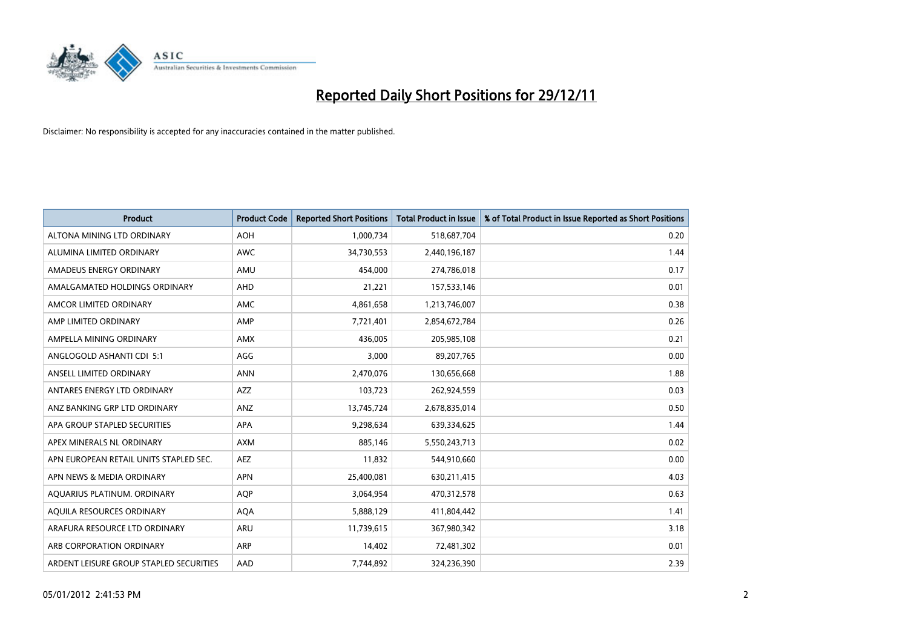# Reported Daily Short Positions for 29/12/11

Disclaimer: No responsibility is accepted for any inaccuracies contained in the matter published.

| Product | Product Code | Reported Short Positions | Total Product in Issue | % of Total Product in Issue Reported as Short Positions |
|---|---|---|---|---|
| ALTONA MINING LTD ORDINARY | AOH | 1,000,734 | 518,687,704 | 0.20 |
| ALUMINA LIMITED ORDINARY | AWC | 34,730,553 | 2,440,196,187 | 1.44 |
| AMADEUS ENERGY ORDINARY | AMU | 454,000 | 274,786,018 | 0.17 |
| AMALGAMATED HOLDINGS ORDINARY | AHD | 21,221 | 157,533,146 | 0.01 |
| AMCOR LIMITED ORDINARY | AMC | 4,861,658 | 1,213,746,007 | 0.38 |
| AMP LIMITED ORDINARY | AMP | 7,721,401 | 2,854,672,784 | 0.26 |
| AMPELLA MINING ORDINARY | AMX | 436,005 | 205,985,108 | 0.21 |
| ANGLOGOLD ASHANTI CDI 5:1 | AGG | 3,000 | 89,207,765 | 0.00 |
| ANSELL LIMITED ORDINARY | ANN | 2,470,076 | 130,656,668 | 1.88 |
| ANTARES ENERGY LTD ORDINARY | AZZ | 103,723 | 262,924,559 | 0.03 |
| ANZ BANKING GRP LTD ORDINARY | ANZ | 13,745,724 | 2,678,835,014 | 0.50 |
| APA GROUP STAPLED SECURITIES | APA | 9,298,634 | 639,334,625 | 1.44 |
| APEX MINERALS NL ORDINARY | AXM | 885,146 | 5,550,243,713 | 0.02 |
| APN EUROPEAN RETAIL UNITS STAPLED SEC. | AEZ | 11,832 | 544,910,660 | 0.00 |
| APN NEWS & MEDIA ORDINARY | APN | 25,400,081 | 630,211,415 | 4.03 |
| AQUARIUS PLATINUM. ORDINARY | AQP | 3,064,954 | 470,312,578 | 0.63 |
| AQUILA RESOURCES ORDINARY | AQA | 5,888,129 | 411,804,442 | 1.41 |
| ARAFURA RESOURCE LTD ORDINARY | ARU | 11,739,615 | 367,980,342 | 3.18 |
| ARB CORPORATION ORDINARY | ARP | 14,402 | 72,481,302 | 0.01 |
| ARDENT LEISURE GROUP STAPLED SECURITIES | AAD | 7,744,892 | 324,236,390 | 2.39 |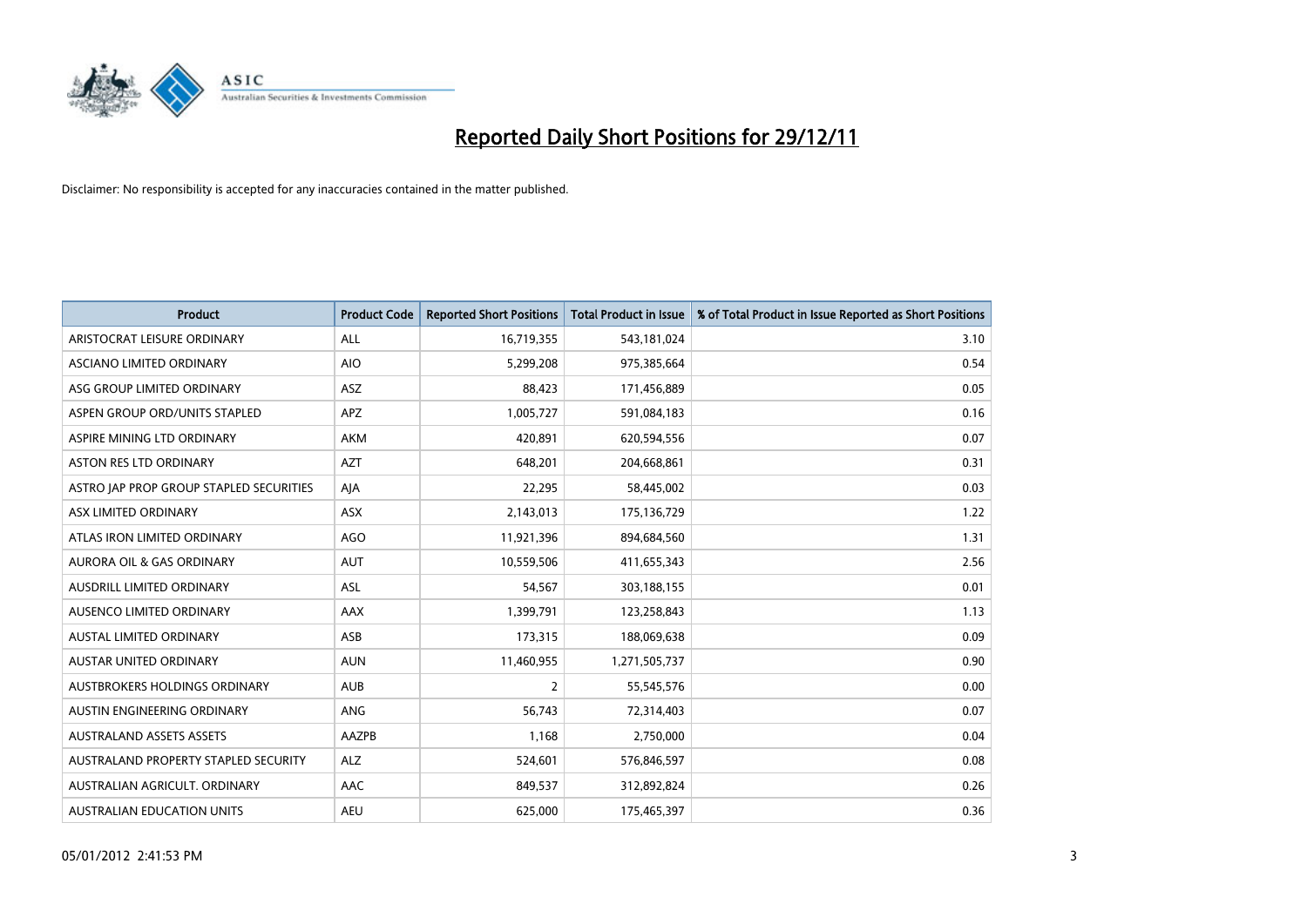# Reported Daily Short Positions for 29/12/11

Disclaimer: No responsibility is accepted for any inaccuracies contained in the matter published.

| Product | Product Code | Reported Short Positions | Total Product in Issue | % of Total Product in Issue Reported as Short Positions |
|---|---|---|---|---|
| ARISTOCRAT LEISURE ORDINARY | ALL | 16,719,355 | 543,181,024 | 3.10 |
| ASCIANO LIMITED ORDINARY | AIO | 5,299,208 | 975,385,664 | 0.54 |
| ASG GROUP LIMITED ORDINARY | ASZ | 88,423 | 171,456,889 | 0.05 |
| ASPEN GROUP ORD/UNITS STAPLED | APZ | 1,005,727 | 591,084,183 | 0.16 |
| ASPIRE MINING LTD ORDINARY | AKM | 420,891 | 620,594,556 | 0.07 |
| ASTON RES LTD ORDINARY | AZT | 648,201 | 204,668,861 | 0.31 |
| ASTRO JAP PROP GROUP STAPLED SECURITIES | AJA | 22,295 | 58,445,002 | 0.03 |
| ASX LIMITED ORDINARY | ASX | 2,143,013 | 175,136,729 | 1.22 |
| ATLAS IRON LIMITED ORDINARY | AGO | 11,921,396 | 894,684,560 | 1.31 |
| AURORA OIL & GAS ORDINARY | AUT | 10,559,506 | 411,655,343 | 2.56 |
| AUSDRILL LIMITED ORDINARY | ASL | 54,567 | 303,188,155 | 0.01 |
| AUSENCO LIMITED ORDINARY | AAX | 1,399,791 | 123,258,843 | 1.13 |
| AUSTAL LIMITED ORDINARY | ASB | 173,315 | 188,069,638 | 0.09 |
| AUSTAR UNITED ORDINARY | AUN | 11,460,955 | 1,271,505,737 | 0.90 |
| AUSTBROKERS HOLDINGS ORDINARY | AUB | 2 | 55,545,576 | 0.00 |
| AUSTIN ENGINEERING ORDINARY | ANG | 56,743 | 72,314,403 | 0.07 |
| AUSTRALAND ASSETS ASSETS | AAZPB | 1,168 | 2,750,000 | 0.04 |
| AUSTRALAND PROPERTY STAPLED SECURITY | ALZ | 524,601 | 576,846,597 | 0.08 |
| AUSTRALIAN AGRICULT. ORDINARY | AAC | 849,537 | 312,892,824 | 0.26 |
| AUSTRALIAN EDUCATION UNITS | AEU | 625,000 | 175,465,397 | 0.36 |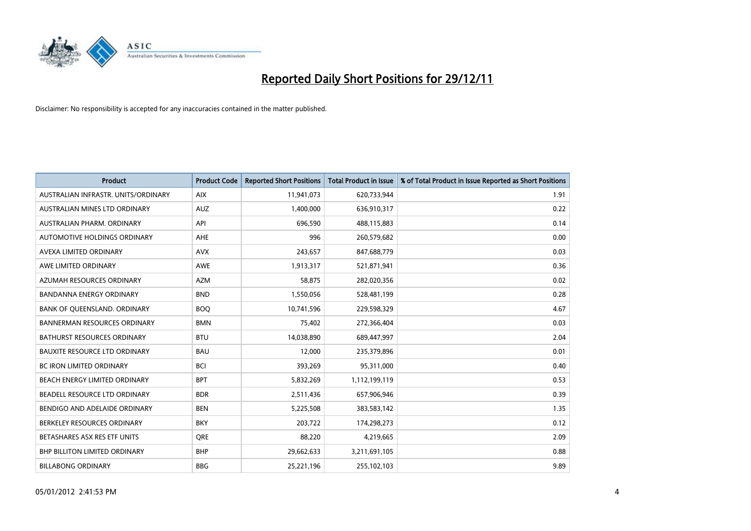# Reported Daily Short Positions for 29/12/11

Disclaimer: No responsibility is accepted for any inaccuracies contained in the matter published.

| Product | Product Code | Reported Short Positions | Total Product in Issue | % of Total Product in Issue Reported as Short Positions |
|---|---|---|---|---|
| AUSTRALIAN INFRASTR. UNITS/ORDINARY | AIX | 11,941,073 | 620,733,944 | 1.91 |
| AUSTRALIAN MINES LTD ORDINARY | AUZ | 1,400,000 | 636,910,317 | 0.22 |
| AUSTRALIAN PHARM. ORDINARY | API | 696,590 | 488,115,883 | 0.14 |
| AUTOMOTIVE HOLDINGS ORDINARY | AHE | 996 | 260,579,682 | 0.00 |
| AVEXA LIMITED ORDINARY | AVX | 243,657 | 847,688,779 | 0.03 |
| AWE LIMITED ORDINARY | AWE | 1,913,317 | 521,871,941 | 0.36 |
| AZUMAH RESOURCES ORDINARY | AZM | 58,875 | 282,020,356 | 0.02 |
| BANDANNA ENERGY ORDINARY | BND | 1,550,056 | 528,481,199 | 0.28 |
| BANK OF QUEENSLAND. ORDINARY | BOQ | 10,741,596 | 229,598,329 | 4.67 |
| BANNERMAN RESOURCES ORDINARY | BMN | 75,402 | 272,366,404 | 0.03 |
| BATHURST RESOURCES ORDINARY | BTU | 14,038,890 | 689,447,997 | 2.04 |
| BAUXITE RESOURCE LTD ORDINARY | BAU | 12,000 | 235,379,896 | 0.01 |
| BC IRON LIMITED ORDINARY | BCI | 393,269 | 95,311,000 | 0.40 |
| BEACH ENERGY LIMITED ORDINARY | BPT | 5,832,269 | 1,112,199,119 | 0.53 |
| BEADELL RESOURCE LTD ORDINARY | BDR | 2,511,436 | 657,906,946 | 0.39 |
| BENDIGO AND ADELAIDE ORDINARY | BEN | 5,225,508 | 383,583,142 | 1.35 |
| BERKELEY RESOURCES ORDINARY | BKY | 203,722 | 174,298,273 | 0.12 |
| BETASHARES ASX RES ETF UNITS | QRE | 88,220 | 4,219,665 | 2.09 |
| BHP BILLITON LIMITED ORDINARY | BHP | 29,662,633 | 3,211,691,105 | 0.88 |
| BILLABONG ORDINARY | BBG | 25,221,196 | 255,102,103 | 9.89 |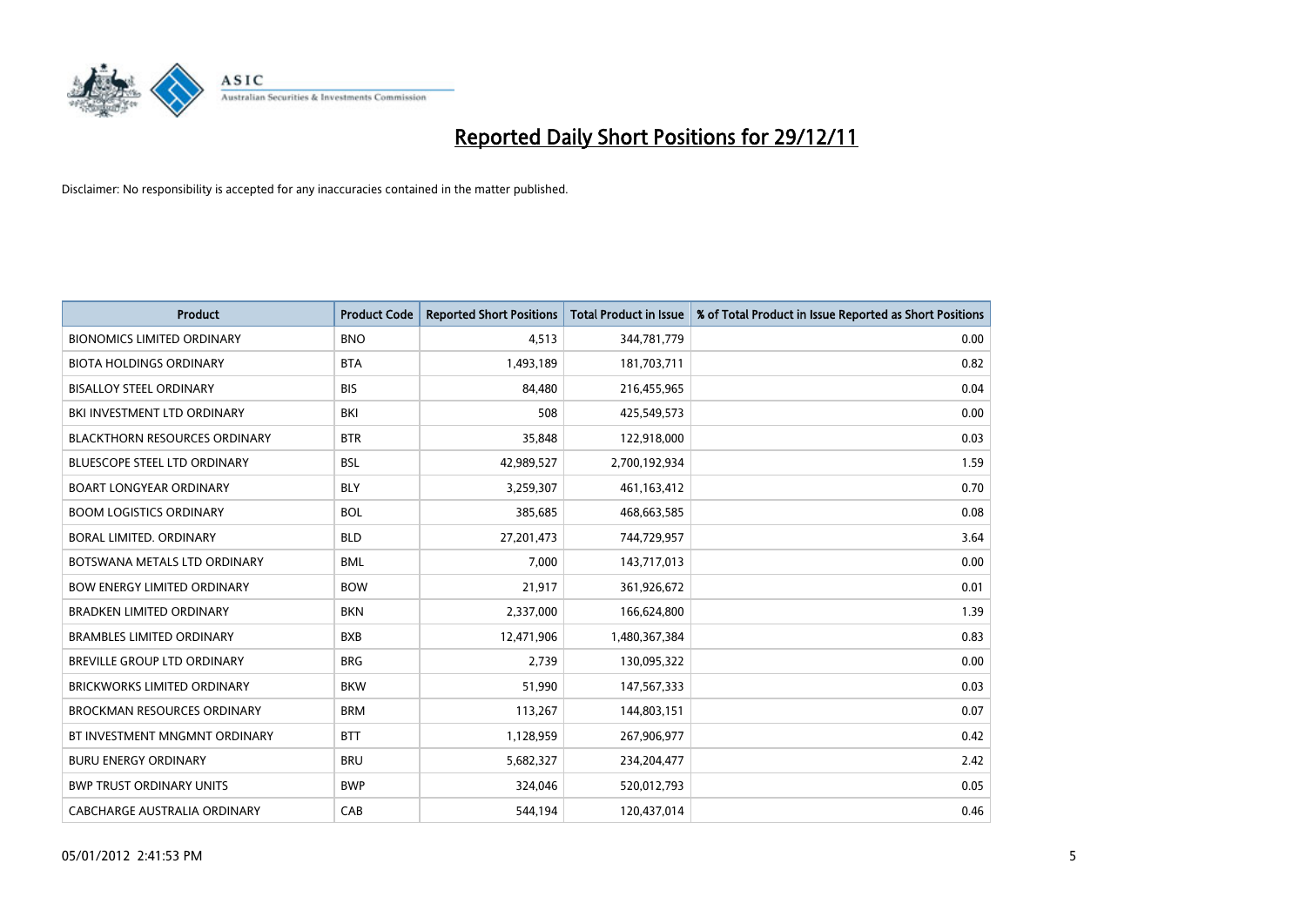# Reported Daily Short Positions for 29/12/11

Disclaimer: No responsibility is accepted for any inaccuracies contained in the matter published.

| Product | Product Code | Reported Short Positions | Total Product in Issue | % of Total Product in Issue Reported as Short Positions |
|---|---|---|---|---|
| BIONOMICS LIMITED ORDINARY | BNO | 4,513 | 344,781,779 | 0.00 |
| BIOTA HOLDINGS ORDINARY | BTA | 1,493,189 | 181,703,711 | 0.82 |
| BISALLOY STEEL ORDINARY | BIS | 84,480 | 216,455,965 | 0.04 |
| BKI INVESTMENT LTD ORDINARY | BKI | 508 | 425,549,573 | 0.00 |
| BLACKTHORN RESOURCES ORDINARY | BTR | 35,848 | 122,918,000 | 0.03 |
| BLUESCOPE STEEL LTD ORDINARY | BSL | 42,989,527 | 2,700,192,934 | 1.59 |
| BOART LONGYEAR ORDINARY | BLY | 3,259,307 | 461,163,412 | 0.70 |
| BOOM LOGISTICS ORDINARY | BOL | 385,685 | 468,663,585 | 0.08 |
| BORAL LIMITED. ORDINARY | BLD | 27,201,473 | 744,729,957 | 3.64 |
| BOTSWANA METALS LTD ORDINARY | BML | 7,000 | 143,717,013 | 0.00 |
| BOW ENERGY LIMITED ORDINARY | BOW | 21,917 | 361,926,672 | 0.01 |
| BRADKEN LIMITED ORDINARY | BKN | 2,337,000 | 166,624,800 | 1.39 |
| BRAMBLES LIMITED ORDINARY | BXB | 12,471,906 | 1,480,367,384 | 0.83 |
| BREVILLE GROUP LTD ORDINARY | BRG | 2,739 | 130,095,322 | 0.00 |
| BRICKWORKS LIMITED ORDINARY | BKW | 51,990 | 147,567,333 | 0.03 |
| BROCKMAN RESOURCES ORDINARY | BRM | 113,267 | 144,803,151 | 0.07 |
| BT INVESTMENT MNGMNT ORDINARY | BTT | 1,128,959 | 267,906,977 | 0.42 |
| BURU ENERGY ORDINARY | BRU | 5,682,327 | 234,204,477 | 2.42 |
| BWP TRUST ORDINARY UNITS | BWP | 324,046 | 520,012,793 | 0.05 |
| CABCHARGE AUSTRALIA ORDINARY | CAB | 544,194 | 120,437,014 | 0.46 |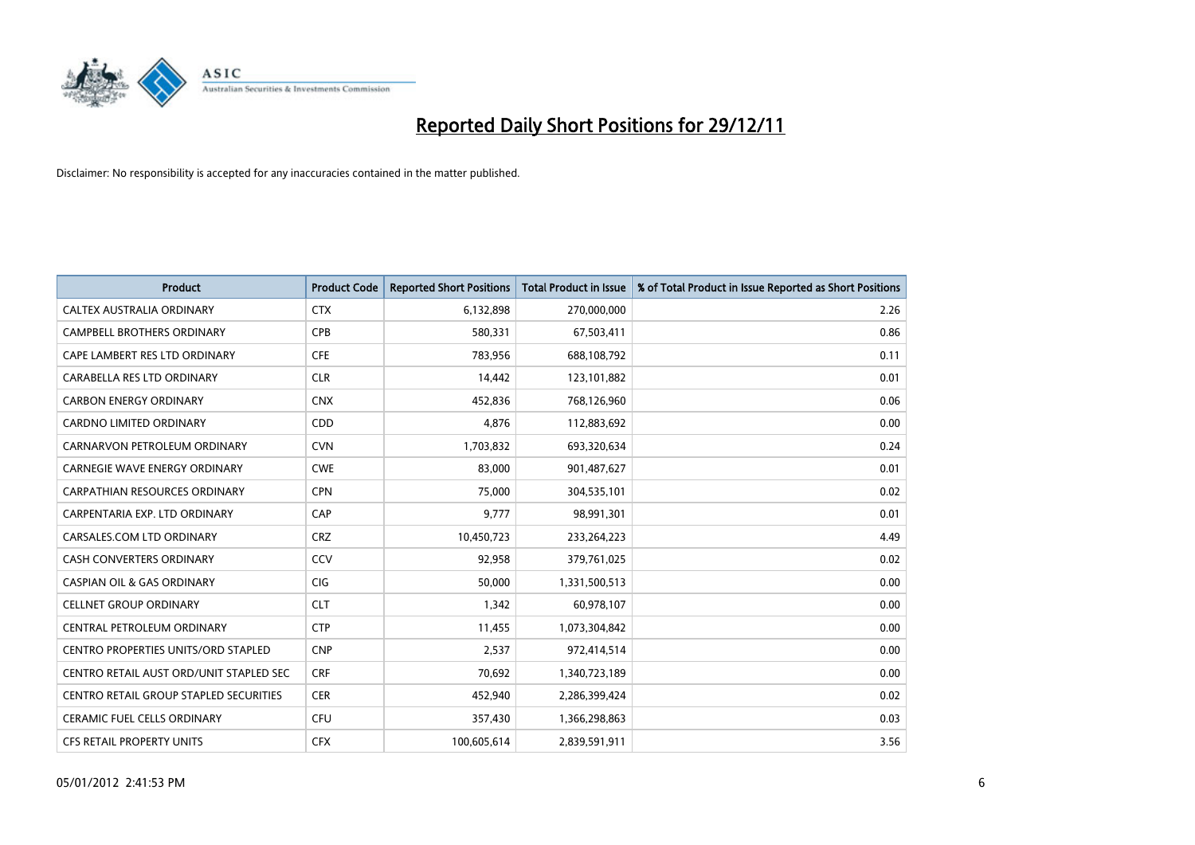# Reported Daily Short Positions for 29/12/11

Disclaimer: No responsibility is accepted for any inaccuracies contained in the matter published.

| Product | Product Code | Reported Short Positions | Total Product in Issue | % of Total Product in Issue Reported as Short Positions |
|---|---|---|---|---|
| CALTEX AUSTRALIA ORDINARY | CTX | 6,132,898 | 270,000,000 | 2.26 |
| CAMPBELL BROTHERS ORDINARY | CPB | 580,331 | 67,503,411 | 0.86 |
| CAPE LAMBERT RES LTD ORDINARY | CFE | 783,956 | 688,108,792 | 0.11 |
| CARABELLA RES LTD ORDINARY | CLR | 14,442 | 123,101,882 | 0.01 |
| CARBON ENERGY ORDINARY | CNX | 452,836 | 768,126,960 | 0.06 |
| CARDNO LIMITED ORDINARY | CDD | 4,876 | 112,883,692 | 0.00 |
| CARNARVON PETROLEUM ORDINARY | CVN | 1,703,832 | 693,320,634 | 0.24 |
| CARNEGIE WAVE ENERGY ORDINARY | CWE | 83,000 | 901,487,627 | 0.01 |
| CARPATHIAN RESOURCES ORDINARY | CPN | 75,000 | 304,535,101 | 0.02 |
| CARPENTARIA EXP. LTD ORDINARY | CAP | 9,777 | 98,991,301 | 0.01 |
| CARSALES.COM LTD ORDINARY | CRZ | 10,450,723 | 233,264,223 | 4.49 |
| CASH CONVERTERS ORDINARY | CCV | 92,958 | 379,761,025 | 0.02 |
| CASPIAN OIL & GAS ORDINARY | CIG | 50,000 | 1,331,500,513 | 0.00 |
| CELLNET GROUP ORDINARY | CLT | 1,342 | 60,978,107 | 0.00 |
| CENTRAL PETROLEUM ORDINARY | CTP | 11,455 | 1,073,304,842 | 0.00 |
| CENTRO PROPERTIES UNITS/ORD STAPLED | CNP | 2,537 | 972,414,514 | 0.00 |
| CENTRO RETAIL AUST ORD/UNIT STAPLED SEC | CRF | 70,692 | 1,340,723,189 | 0.00 |
| CENTRO RETAIL GROUP STAPLED SECURITIES | CER | 452,940 | 2,286,399,424 | 0.02 |
| CERAMIC FUEL CELLS ORDINARY | CFU | 357,430 | 1,366,298,863 | 0.03 |
| CFS RETAIL PROPERTY UNITS | CFX | 100,605,614 | 2,839,591,911 | 3.56 |

05/01/2012 2:41:53 PM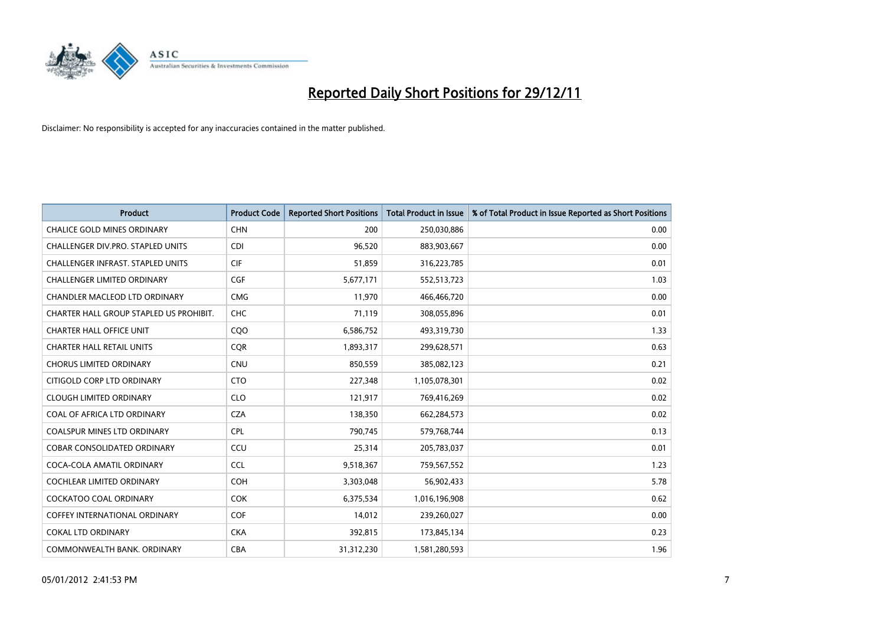# Reported Daily Short Positions for 29/12/11

Disclaimer: No responsibility is accepted for any inaccuracies contained in the matter published.

| Product | Product Code | Reported Short Positions | Total Product in Issue | % of Total Product in Issue Reported as Short Positions |
|---|---|---|---|---|
| CHALICE GOLD MINES ORDINARY | CHN | 200 | 250,030,886 | 0.00 |
| CHALLENGER DIV.PRO. STAPLED UNITS | CDI | 96,520 | 883,903,667 | 0.00 |
| CHALLENGER INFRAST. STAPLED UNITS | CIF | 51,859 | 316,223,785 | 0.01 |
| CHALLENGER LIMITED ORDINARY | CGF | 5,677,171 | 552,513,723 | 1.03 |
| CHANDLER MACLEOD LTD ORDINARY | CMG | 11,970 | 466,466,720 | 0.00 |
| CHARTER HALL GROUP STAPLED US PROHIBIT. | CHC | 71,119 | 308,055,896 | 0.01 |
| CHARTER HALL OFFICE UNIT | CQO | 6,586,752 | 493,319,730 | 1.33 |
| CHARTER HALL RETAIL UNITS | CQR | 1,893,317 | 299,628,571 | 0.63 |
| CHORUS LIMITED ORDINARY | CNU | 850,559 | 385,082,123 | 0.21 |
| CITIGOLD CORP LTD ORDINARY | CTO | 227,348 | 1,105,078,301 | 0.02 |
| CLOUGH LIMITED ORDINARY | CLO | 121,917 | 769,416,269 | 0.02 |
| COAL OF AFRICA LTD ORDINARY | CZA | 138,350 | 662,284,573 | 0.02 |
| COALSPUR MINES LTD ORDINARY | CPL | 790,745 | 579,768,744 | 0.13 |
| COBAR CONSOLIDATED ORDINARY | CCU | 25,314 | 205,783,037 | 0.01 |
| COCA-COLA AMATIL ORDINARY | CCL | 9,518,367 | 759,567,552 | 1.23 |
| COCHLEAR LIMITED ORDINARY | COH | 3,303,048 | 56,902,433 | 5.78 |
| COCKATOO COAL ORDINARY | COK | 6,375,534 | 1,016,196,908 | 0.62 |
| COFFEY INTERNATIONAL ORDINARY | COF | 14,012 | 239,260,027 | 0.00 |
| COKAL LTD ORDINARY | CKA | 392,815 | 173,845,134 | 0.23 |
| COMMONWEALTH BANK. ORDINARY | CBA | 31,312,230 | 1,581,280,593 | 1.96 |

05/01/2012 2:41:53 PM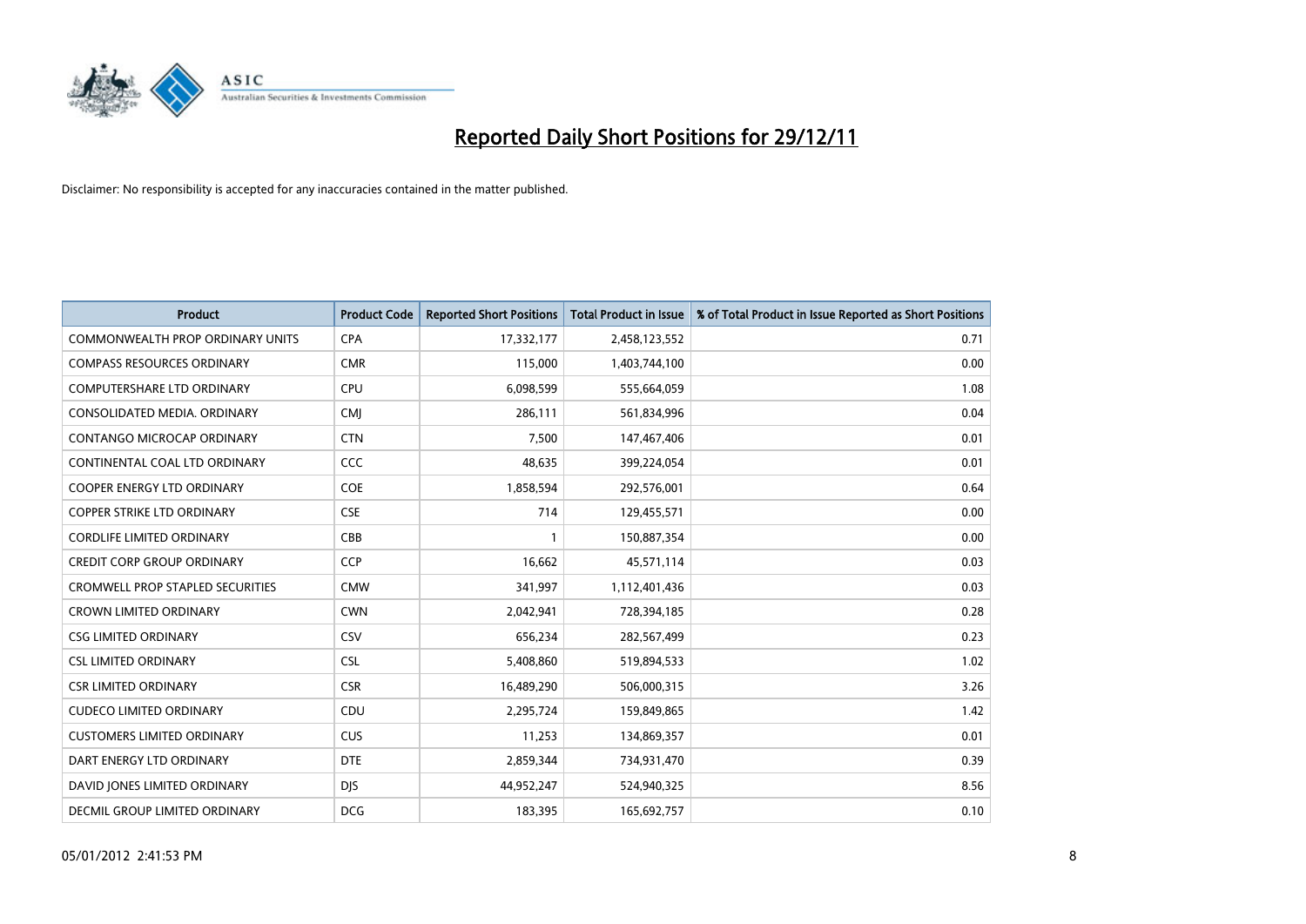# Reported Daily Short Positions for 29/12/11

Disclaimer: No responsibility is accepted for any inaccuracies contained in the matter published.

| Product | Product Code | Reported Short Positions | Total Product in Issue | % of Total Product in Issue Reported as Short Positions |
|---|---|---|---|---|
| COMMONWEALTH PROP ORDINARY UNITS | CPA | 17,332,177 | 2,458,123,552 | 0.71 |
| COMPASS RESOURCES ORDINARY | CMR | 115,000 | 1,403,744,100 | 0.00 |
| COMPUTERSHARE LTD ORDINARY | CPU | 6,098,599 | 555,664,059 | 1.08 |
| CONSOLIDATED MEDIA. ORDINARY | CMJ | 286,111 | 561,834,996 | 0.04 |
| CONTANGO MICROCAP ORDINARY | CTN | 7,500 | 147,467,406 | 0.01 |
| CONTINENTAL COAL LTD ORDINARY | CCC | 48,635 | 399,224,054 | 0.01 |
| COOPER ENERGY LTD ORDINARY | COE | 1,858,594 | 292,576,001 | 0.64 |
| COPPER STRIKE LTD ORDINARY | CSE | 714 | 129,455,571 | 0.00 |
| CORDLIFE LIMITED ORDINARY | CBB | 1 | 150,887,354 | 0.00 |
| CREDIT CORP GROUP ORDINARY | CCP | 16,662 | 45,571,114 | 0.03 |
| CROMWELL PROP STAPLED SECURITIES | CMW | 341,997 | 1,112,401,436 | 0.03 |
| CROWN LIMITED ORDINARY | CWN | 2,042,941 | 728,394,185 | 0.28 |
| CSG LIMITED ORDINARY | CSV | 656,234 | 282,567,499 | 0.23 |
| CSL LIMITED ORDINARY | CSL | 5,408,860 | 519,894,533 | 1.02 |
| CSR LIMITED ORDINARY | CSR | 16,489,290 | 506,000,315 | 3.26 |
| CUDECO LIMITED ORDINARY | CDU | 2,295,724 | 159,849,865 | 1.42 |
| CUSTOMERS LIMITED ORDINARY | CUS | 11,253 | 134,869,357 | 0.01 |
| DART ENERGY LTD ORDINARY | DTE | 2,859,344 | 734,931,470 | 0.39 |
| DAVID JONES LIMITED ORDINARY | DJS | 44,952,247 | 524,940,325 | 8.56 |
| DECMIL GROUP LIMITED ORDINARY | DCG | 183,395 | 165,692,757 | 0.10 |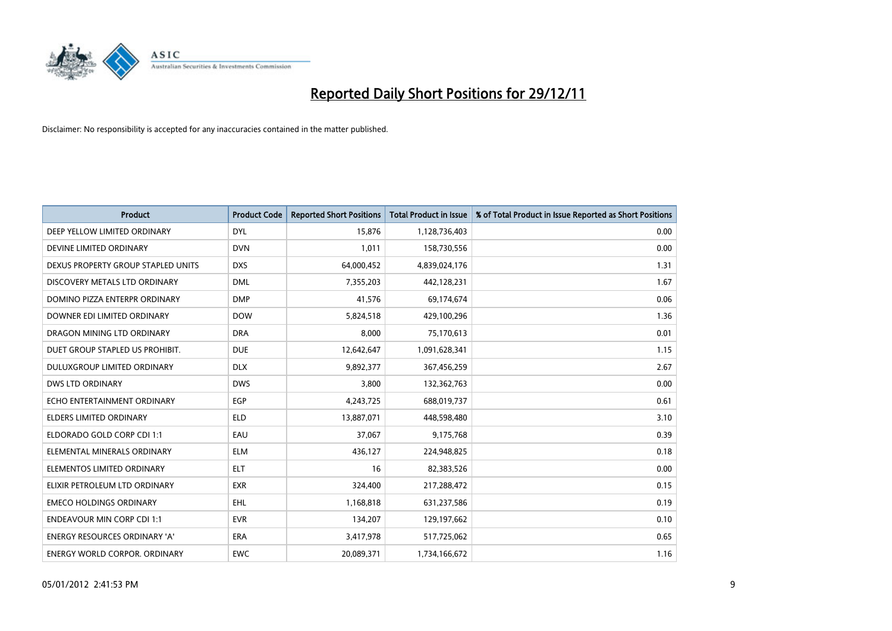# Reported Daily Short Positions for 29/12/11

Disclaimer: No responsibility is accepted for any inaccuracies contained in the matter published.

| Product | Product Code | Reported Short Positions | Total Product in Issue | % of Total Product in Issue Reported as Short Positions |
|---|---|---|---|---|
| DEEP YELLOW LIMITED ORDINARY | DYL | 15,876 | 1,128,736,403 | 0.00 |
| DEVINE LIMITED ORDINARY | DVN | 1,011 | 158,730,556 | 0.00 |
| DEXUS PROPERTY GROUP STAPLED UNITS | DXS | 64,000,452 | 4,839,024,176 | 1.31 |
| DISCOVERY METALS LTD ORDINARY | DML | 7,355,203 | 442,128,231 | 1.67 |
| DOMINO PIZZA ENTERPR ORDINARY | DMP | 41,576 | 69,174,674 | 0.06 |
| DOWNER EDI LIMITED ORDINARY | DOW | 5,824,518 | 429,100,296 | 1.36 |
| DRAGON MINING LTD ORDINARY | DRA | 8,000 | 75,170,613 | 0.01 |
| DUET GROUP STAPLED US PROHIBIT. | DUE | 12,642,647 | 1,091,628,341 | 1.15 |
| DULUXGROUP LIMITED ORDINARY | DLX | 9,892,377 | 367,456,259 | 2.67 |
| DWS LTD ORDINARY | DWS | 3,800 | 132,362,763 | 0.00 |
| ECHO ENTERTAINMENT ORDINARY | EGP | 4,243,725 | 688,019,737 | 0.61 |
| ELDERS LIMITED ORDINARY | ELD | 13,887,071 | 448,598,480 | 3.10 |
| ELDORADO GOLD CORP CDI 1:1 | EAU | 37,067 | 9,175,768 | 0.39 |
| ELEMENTAL MINERALS ORDINARY | ELM | 436,127 | 224,948,825 | 0.18 |
| ELEMENTOS LIMITED ORDINARY | ELT | 16 | 82,383,526 | 0.00 |
| ELIXIR PETROLEUM LTD ORDINARY | EXR | 324,400 | 217,288,472 | 0.15 |
| EMECO HOLDINGS ORDINARY | EHL | 1,168,818 | 631,237,586 | 0.19 |
| ENDEAVOUR MIN CORP CDI 1:1 | EVR | 134,207 | 129,197,662 | 0.10 |
| ENERGY RESOURCES ORDINARY 'A' | ERA | 3,417,978 | 517,725,062 | 0.65 |
| ENERGY WORLD CORPOR. ORDINARY | EWC | 20,089,371 | 1,734,166,672 | 1.16 |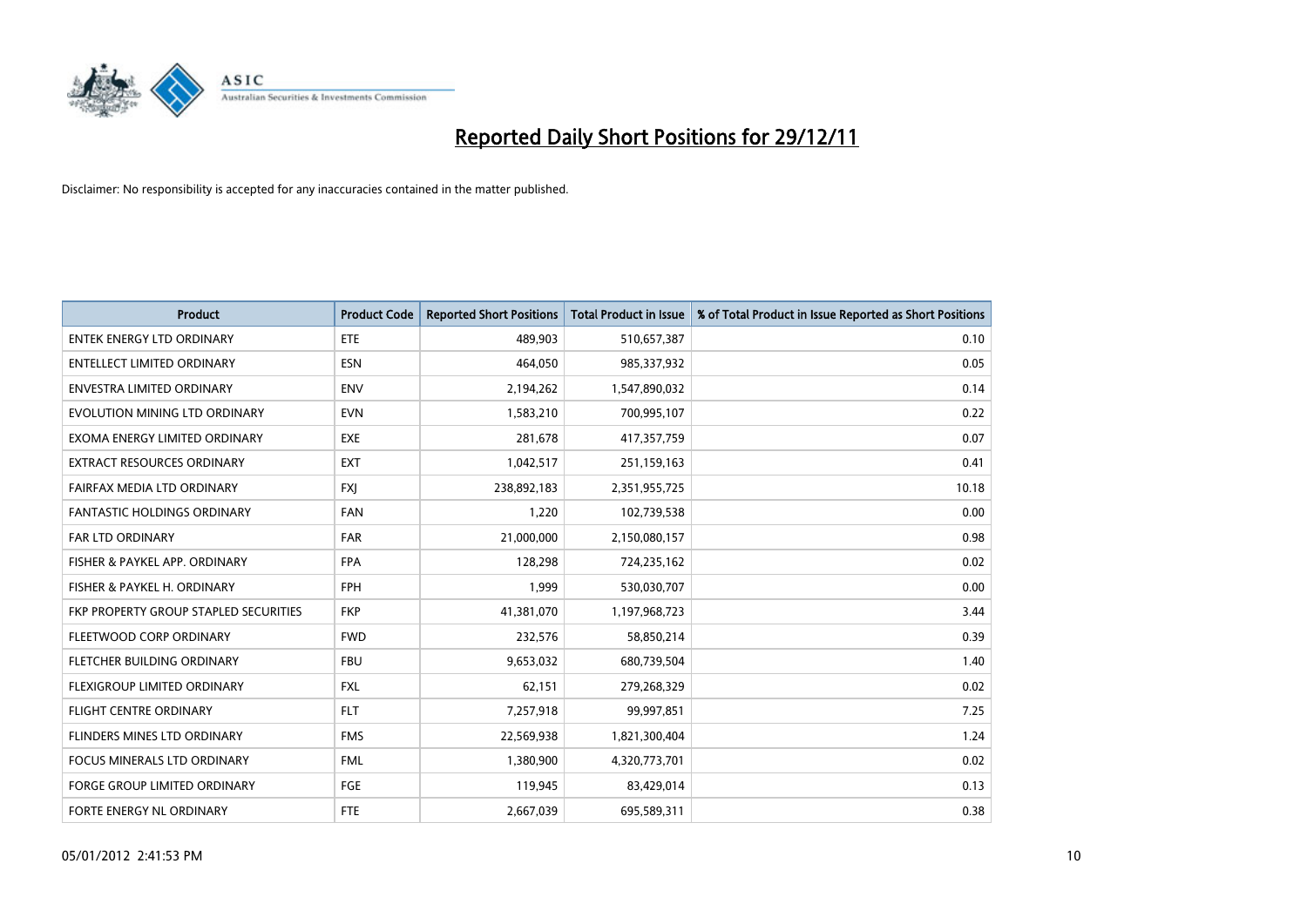# Reported Daily Short Positions for 29/12/11

Disclaimer: No responsibility is accepted for any inaccuracies contained in the matter published.

| Product | Product Code | Reported Short Positions | Total Product in Issue | % of Total Product in Issue Reported as Short Positions |
|---|---|---|---|---|
| ENTEK ENERGY LTD ORDINARY | ETE | 489,903 | 510,657,387 | 0.10 |
| ENTELLECT LIMITED ORDINARY | ESN | 464,050 | 985,337,932 | 0.05 |
| ENVESTRA LIMITED ORDINARY | ENV | 2,194,262 | 1,547,890,032 | 0.14 |
| EVOLUTION MINING LTD ORDINARY | EVN | 1,583,210 | 700,995,107 | 0.22 |
| EXOMA ENERGY LIMITED ORDINARY | EXE | 281,678 | 417,357,759 | 0.07 |
| EXTRACT RESOURCES ORDINARY | EXT | 1,042,517 | 251,159,163 | 0.41 |
| FAIRFAX MEDIA LTD ORDINARY | FXJ | 238,892,183 | 2,351,955,725 | 10.18 |
| FANTASTIC HOLDINGS ORDINARY | FAN | 1,220 | 102,739,538 | 0.00 |
| FAR LTD ORDINARY | FAR | 21,000,000 | 2,150,080,157 | 0.98 |
| FISHER & PAYKEL APP. ORDINARY | FPA | 128,298 | 724,235,162 | 0.02 |
| FISHER & PAYKEL H. ORDINARY | FPH | 1,999 | 530,030,707 | 0.00 |
| FKP PROPERTY GROUP STAPLED SECURITIES | FKP | 41,381,070 | 1,197,968,723 | 3.44 |
| FLEETWOOD CORP ORDINARY | FWD | 232,576 | 58,850,214 | 0.39 |
| FLETCHER BUILDING ORDINARY | FBU | 9,653,032 | 680,739,504 | 1.40 |
| FLEXIGROUP LIMITED ORDINARY | FXL | 62,151 | 279,268,329 | 0.02 |
| FLIGHT CENTRE ORDINARY | FLT | 7,257,918 | 99,997,851 | 7.25 |
| FLINDERS MINES LTD ORDINARY | FMS | 22,569,938 | 1,821,300,404 | 1.24 |
| FOCUS MINERALS LTD ORDINARY | FML | 1,380,900 | 4,320,773,701 | 0.02 |
| FORGE GROUP LIMITED ORDINARY | FGE | 119,945 | 83,429,014 | 0.13 |
| FORTE ENERGY NL ORDINARY | FTE | 2,667,039 | 695,589,311 | 0.38 |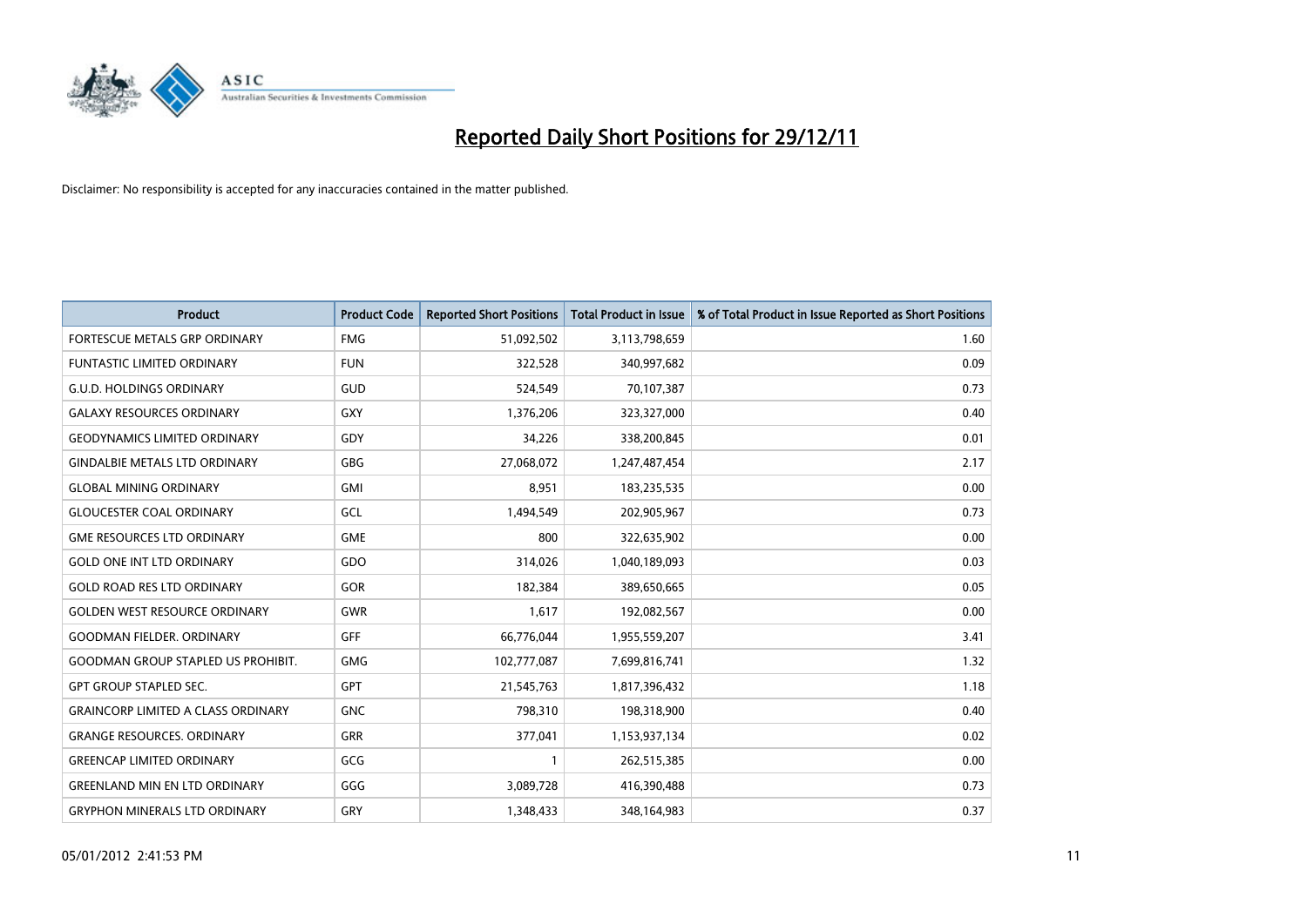# Reported Daily Short Positions for 29/12/11

Disclaimer: No responsibility is accepted for any inaccuracies contained in the matter published.

| Product | Product Code | Reported Short Positions | Total Product in Issue | % of Total Product in Issue Reported as Short Positions |
|---|---|---|---|---|
| FORTESCUE METALS GRP ORDINARY | FMG | 51,092,502 | 3,113,798,659 | 1.60 |
| FUNTASTIC LIMITED ORDINARY | FUN | 322,528 | 340,997,682 | 0.09 |
| G.U.D. HOLDINGS ORDINARY | GUD | 524,549 | 70,107,387 | 0.73 |
| GALAXY RESOURCES ORDINARY | GXY | 1,376,206 | 323,327,000 | 0.40 |
| GEODYNAMICS LIMITED ORDINARY | GDY | 34,226 | 338,200,845 | 0.01 |
| GINDALBIE METALS LTD ORDINARY | GBG | 27,068,072 | 1,247,487,454 | 2.17 |
| GLOBAL MINING ORDINARY | GMI | 8,951 | 183,235,535 | 0.00 |
| GLOUCESTER COAL ORDINARY | GCL | 1,494,549 | 202,905,967 | 0.73 |
| GME RESOURCES LTD ORDINARY | GME | 800 | 322,635,902 | 0.00 |
| GOLD ONE INT LTD ORDINARY | GDO | 314,026 | 1,040,189,093 | 0.03 |
| GOLD ROAD RES LTD ORDINARY | GOR | 182,384 | 389,650,665 | 0.05 |
| GOLDEN WEST RESOURCE ORDINARY | GWR | 1,617 | 192,082,567 | 0.00 |
| GOODMAN FIELDER. ORDINARY | GFF | 66,776,044 | 1,955,559,207 | 3.41 |
| GOODMAN GROUP STAPLED US PROHIBIT. | GMG | 102,777,087 | 7,699,816,741 | 1.32 |
| GPT GROUP STAPLED SEC. | GPT | 21,545,763 | 1,817,396,432 | 1.18 |
| GRAINCORP LIMITED A CLASS ORDINARY | GNC | 798,310 | 198,318,900 | 0.40 |
| GRANGE RESOURCES. ORDINARY | GRR | 377,041 | 1,153,937,134 | 0.02 |
| GREENCAP LIMITED ORDINARY | GCG | 1 | 262,515,385 | 0.00 |
| GREENLAND MIN EN LTD ORDINARY | GGG | 3,089,728 | 416,390,488 | 0.73 |
| GRYPHON MINERALS LTD ORDINARY | GRY | 1,348,433 | 348,164,983 | 0.37 |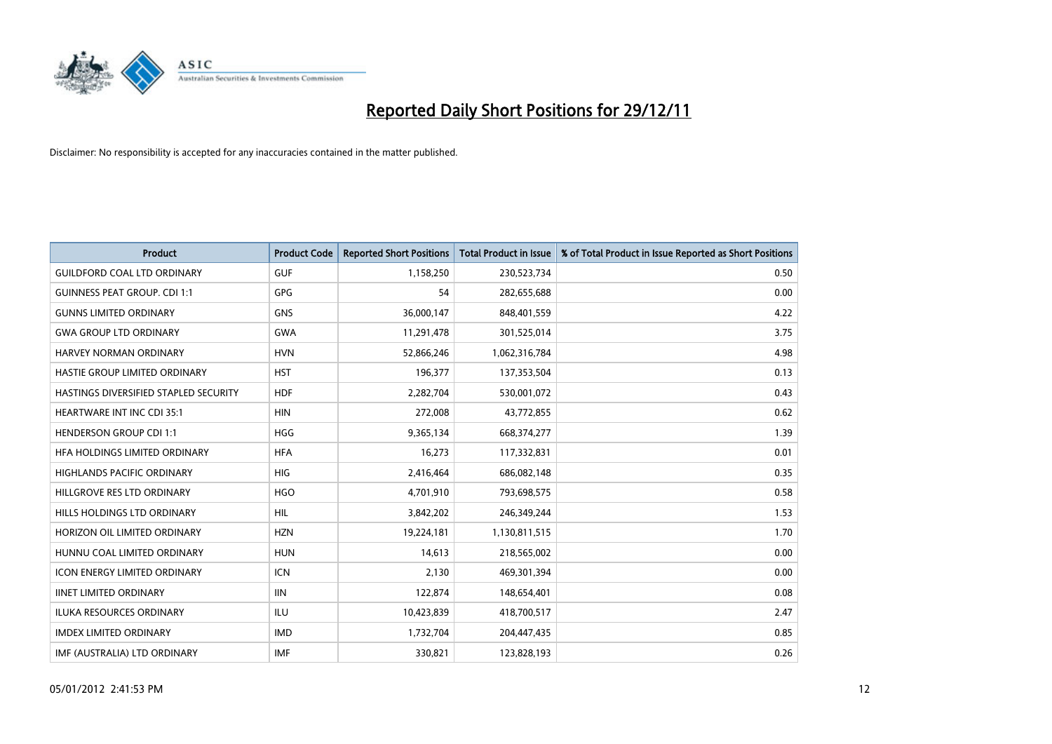# Reported Daily Short Positions for 29/12/11

Disclaimer: No responsibility is accepted for any inaccuracies contained in the matter published.

| Product | Product Code | Reported Short Positions | Total Product in Issue | % of Total Product in Issue Reported as Short Positions |
|---|---|---|---|---|
| GUILDFORD COAL LTD ORDINARY | GUF | 1,158,250 | 230,523,734 | 0.50 |
| GUINNESS PEAT GROUP. CDI 1:1 | GPG | 54 | 282,655,688 | 0.00 |
| GUNNS LIMITED ORDINARY | GNS | 36,000,147 | 848,401,559 | 4.22 |
| GWA GROUP LTD ORDINARY | GWA | 11,291,478 | 301,525,014 | 3.75 |
| HARVEY NORMAN ORDINARY | HVN | 52,866,246 | 1,062,316,784 | 4.98 |
| HASTIE GROUP LIMITED ORDINARY | HST | 196,377 | 137,353,504 | 0.13 |
| HASTINGS DIVERSIFIED STAPLED SECURITY | HDF | 2,282,704 | 530,001,072 | 0.43 |
| HEARTWARE INT INC CDI 35:1 | HIN | 272,008 | 43,772,855 | 0.62 |
| HENDERSON GROUP CDI 1:1 | HGG | 9,365,134 | 668,374,277 | 1.39 |
| HFA HOLDINGS LIMITED ORDINARY | HFA | 16,273 | 117,332,831 | 0.01 |
| HIGHLANDS PACIFIC ORDINARY | HIG | 2,416,464 | 686,082,148 | 0.35 |
| HILLGROVE RES LTD ORDINARY | HGO | 4,701,910 | 793,698,575 | 0.58 |
| HILLS HOLDINGS LTD ORDINARY | HIL | 3,842,202 | 246,349,244 | 1.53 |
| HORIZON OIL LIMITED ORDINARY | HZN | 19,224,181 | 1,130,811,515 | 1.70 |
| HUNNU COAL LIMITED ORDINARY | HUN | 14,613 | 218,565,002 | 0.00 |
| ICON ENERGY LIMITED ORDINARY | ICN | 2,130 | 469,301,394 | 0.00 |
| IINET LIMITED ORDINARY | IIN | 122,874 | 148,654,401 | 0.08 |
| ILUKA RESOURCES ORDINARY | ILU | 10,423,839 | 418,700,517 | 2.47 |
| IMDEX LIMITED ORDINARY | IMD | 1,732,704 | 204,447,435 | 0.85 |
| IMF (AUSTRALIA) LTD ORDINARY | IMF | 330,821 | 123,828,193 | 0.26 |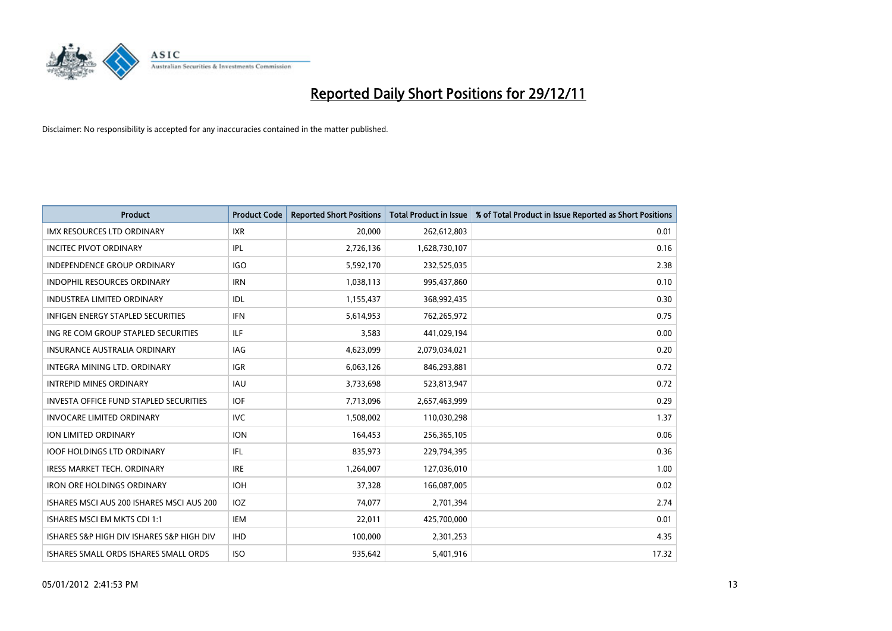# Reported Daily Short Positions for 29/12/11

Disclaimer: No responsibility is accepted for any inaccuracies contained in the matter published.

| Product | Product Code | Reported Short Positions | Total Product in Issue | % of Total Product in Issue Reported as Short Positions |
|---|---|---|---|---|
| IMX RESOURCES LTD ORDINARY | IXR | 20,000 | 262,612,803 | 0.01 |
| INCITEC PIVOT ORDINARY | IPL | 2,726,136 | 1,628,730,107 | 0.16 |
| INDEPENDENCE GROUP ORDINARY | IGO | 5,592,170 | 232,525,035 | 2.38 |
| INDOPHIL RESOURCES ORDINARY | IRN | 1,038,113 | 995,437,860 | 0.10 |
| INDUSTREA LIMITED ORDINARY | IDL | 1,155,437 | 368,992,435 | 0.30 |
| INFIGEN ENERGY STAPLED SECURITIES | IFN | 5,614,953 | 762,265,972 | 0.75 |
| ING RE COM GROUP STAPLED SECURITIES | ILF | 3,583 | 441,029,194 | 0.00 |
| INSURANCE AUSTRALIA ORDINARY | IAG | 4,623,099 | 2,079,034,021 | 0.20 |
| INTEGRA MINING LTD. ORDINARY | IGR | 6,063,126 | 846,293,881 | 0.72 |
| INTREPID MINES ORDINARY | IAU | 3,733,698 | 523,813,947 | 0.72 |
| INVESTA OFFICE FUND STAPLED SECURITIES | IOF | 7,713,096 | 2,657,463,999 | 0.29 |
| INVOCARE LIMITED ORDINARY | IVC | 1,508,002 | 110,030,298 | 1.37 |
| ION LIMITED ORDINARY | ION | 164,453 | 256,365,105 | 0.06 |
| IOOF HOLDINGS LTD ORDINARY | IFL | 835,973 | 229,794,395 | 0.36 |
| IRESS MARKET TECH. ORDINARY | IRE | 1,264,007 | 127,036,010 | 1.00 |
| IRON ORE HOLDINGS ORDINARY | IOH | 37,328 | 166,087,005 | 0.02 |
| ISHARES MSCI AUS 200 ISHARES MSCI AUS 200 | IOZ | 74,077 | 2,701,394 | 2.74 |
| ISHARES MSCI EM MKTS CDI 1:1 | IEM | 22,011 | 425,700,000 | 0.01 |
| ISHARES S&P HIGH DIV ISHARES S&P HIGH DIV | IHD | 100,000 | 2,301,253 | 4.35 |
| ISHARES SMALL ORDS ISHARES SMALL ORDS | ISO | 935,642 | 5,401,916 | 17.32 |

05/01/2012 2:41:53 PM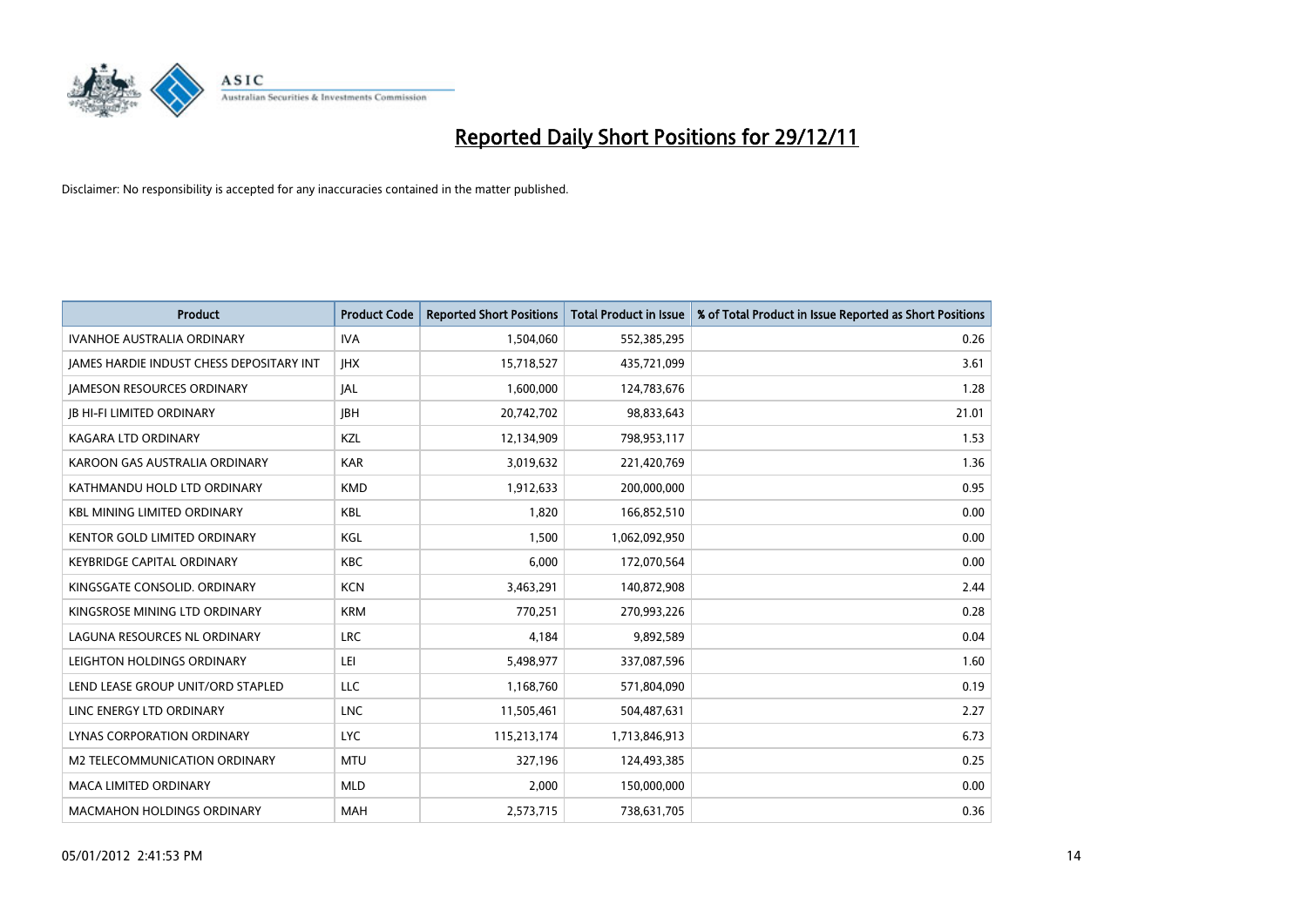# Reported Daily Short Positions for 29/12/11

Disclaimer: No responsibility is accepted for any inaccuracies contained in the matter published.

| Product | Product Code | Reported Short Positions | Total Product in Issue | % of Total Product in Issue Reported as Short Positions |
|---|---|---|---|---|
| IVANHOE AUSTRALIA ORDINARY | IVA | 1,504,060 | 552,385,295 | 0.26 |
| JAMES HARDIE INDUST CHESS DEPOSITARY INT | JHX | 15,718,527 | 435,721,099 | 3.61 |
| JAMESON RESOURCES ORDINARY | JAL | 1,600,000 | 124,783,676 | 1.28 |
| JB HI-FI LIMITED ORDINARY | JBH | 20,742,702 | 98,833,643 | 21.01 |
| KAGARA LTD ORDINARY | KZL | 12,134,909 | 798,953,117 | 1.53 |
| KAROON GAS AUSTRALIA ORDINARY | KAR | 3,019,632 | 221,420,769 | 1.36 |
| KATHMANDU HOLD LTD ORDINARY | KMD | 1,912,633 | 200,000,000 | 0.95 |
| KBL MINING LIMITED ORDINARY | KBL | 1,820 | 166,852,510 | 0.00 |
| KENTOR GOLD LIMITED ORDINARY | KGL | 1,500 | 1,062,092,950 | 0.00 |
| KEYBRIDGE CAPITAL ORDINARY | KBC | 6,000 | 172,070,564 | 0.00 |
| KINGSGATE CONSOLID. ORDINARY | KCN | 3,463,291 | 140,872,908 | 2.44 |
| KINGSROSE MINING LTD ORDINARY | KRM | 770,251 | 270,993,226 | 0.28 |
| LAGUNA RESOURCES NL ORDINARY | LRC | 4,184 | 9,892,589 | 0.04 |
| LEIGHTON HOLDINGS ORDINARY | LEI | 5,498,977 | 337,087,596 | 1.60 |
| LEND LEASE GROUP UNIT/ORD STAPLED | LLC | 1,168,760 | 571,804,090 | 0.19 |
| LINC ENERGY LTD ORDINARY | LNC | 11,505,461 | 504,487,631 | 2.27 |
| LYNAS CORPORATION ORDINARY | LYC | 115,213,174 | 1,713,846,913 | 6.73 |
| M2 TELECOMMUNICATION ORDINARY | MTU | 327,196 | 124,493,385 | 0.25 |
| MACA LIMITED ORDINARY | MLD | 2,000 | 150,000,000 | 0.00 |
| MACMAHON HOLDINGS ORDINARY | MAH | 2,573,715 | 738,631,705 | 0.36 |

05/01/2012 2:41:53 PM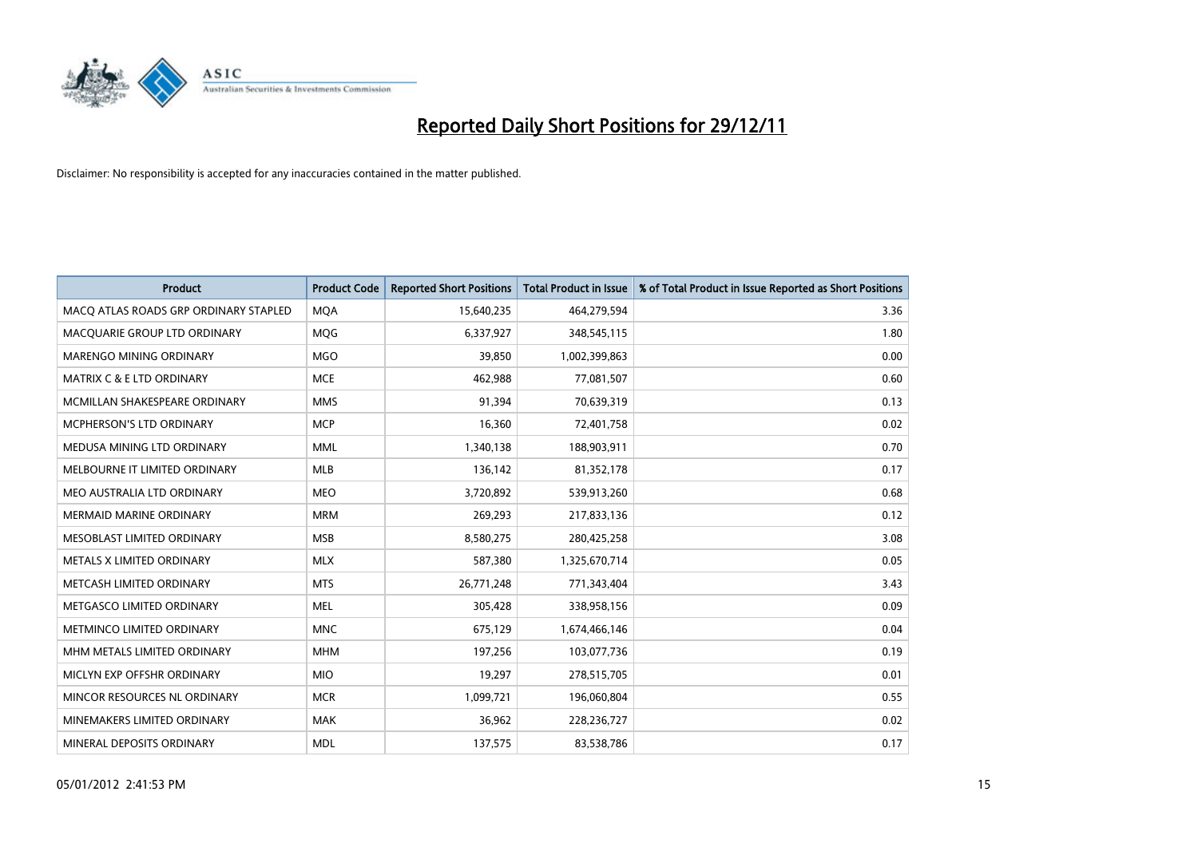# Reported Daily Short Positions for 29/12/11

Disclaimer: No responsibility is accepted for any inaccuracies contained in the matter published.

| Product | Product Code | Reported Short Positions | Total Product in Issue | % of Total Product in Issue Reported as Short Positions |
|---|---|---|---|---|
| MACQ ATLAS ROADS GRP ORDINARY STAPLED | MQA | 15,640,235 | 464,279,594 | 3.36 |
| MACQUARIE GROUP LTD ORDINARY | MQG | 6,337,927 | 348,545,115 | 1.80 |
| MARENGO MINING ORDINARY | MGO | 39,850 | 1,002,399,863 | 0.00 |
| MATRIX C & E LTD ORDINARY | MCE | 462,988 | 77,081,507 | 0.60 |
| MCMILLAN SHAKESPEARE ORDINARY | MMS | 91,394 | 70,639,319 | 0.13 |
| MCPHERSON'S LTD ORDINARY | MCP | 16,360 | 72,401,758 | 0.02 |
| MEDUSA MINING LTD ORDINARY | MML | 1,340,138 | 188,903,911 | 0.70 |
| MELBOURNE IT LIMITED ORDINARY | MLB | 136,142 | 81,352,178 | 0.17 |
| MEO AUSTRALIA LTD ORDINARY | MEO | 3,720,892 | 539,913,260 | 0.68 |
| MERMAID MARINE ORDINARY | MRM | 269,293 | 217,833,136 | 0.12 |
| MESOBLAST LIMITED ORDINARY | MSB | 8,580,275 | 280,425,258 | 3.08 |
| METALS X LIMITED ORDINARY | MLX | 587,380 | 1,325,670,714 | 0.05 |
| METCASH LIMITED ORDINARY | MTS | 26,771,248 | 771,343,404 | 3.43 |
| METGASCO LIMITED ORDINARY | MEL | 305,428 | 338,958,156 | 0.09 |
| METMINCO LIMITED ORDINARY | MNC | 675,129 | 1,674,466,146 | 0.04 |
| MHM METALS LIMITED ORDINARY | MHM | 197,256 | 103,077,736 | 0.19 |
| MICLYN EXP OFFSHR ORDINARY | MIO | 19,297 | 278,515,705 | 0.01 |
| MINCOR RESOURCES NL ORDINARY | MCR | 1,099,721 | 196,060,804 | 0.55 |
| MINEMAKERS LIMITED ORDINARY | MAK | 36,962 | 228,236,727 | 0.02 |
| MINERAL DEPOSITS ORDINARY | MDL | 137,575 | 83,538,786 | 0.17 |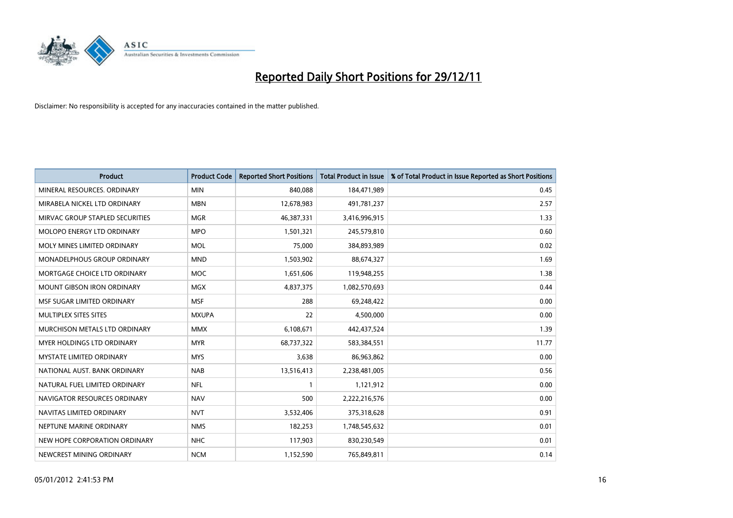# Reported Daily Short Positions for 29/12/11

Disclaimer: No responsibility is accepted for any inaccuracies contained in the matter published.

| Product | Product Code | Reported Short Positions | Total Product in Issue | % of Total Product in Issue Reported as Short Positions |
| --- | --- | --- | --- | --- |
| MINERAL RESOURCES. ORDINARY | MIN | 840,088 | 184,471,989 | 0.45 |
| MIRABELA NICKEL LTD ORDINARY | MBN | 12,678,983 | 491,781,237 | 2.57 |
| MIRVAC GROUP STAPLED SECURITIES | MGR | 46,387,331 | 3,416,996,915 | 1.33 |
| MOLOPO ENERGY LTD ORDINARY | MPO | 1,501,321 | 245,579,810 | 0.60 |
| MOLY MINES LIMITED ORDINARY | MOL | 75,000 | 384,893,989 | 0.02 |
| MONADELPHOUS GROUP ORDINARY | MND | 1,503,902 | 88,674,327 | 1.69 |
| MORTGAGE CHOICE LTD ORDINARY | MOC | 1,651,606 | 119,948,255 | 1.38 |
| MOUNT GIBSON IRON ORDINARY | MGX | 4,837,375 | 1,082,570,693 | 0.44 |
| MSF SUGAR LIMITED ORDINARY | MSF | 288 | 69,248,422 | 0.00 |
| MULTIPLEX SITES SITES | MXUPA | 22 | 4,500,000 | 0.00 |
| MURCHISON METALS LTD ORDINARY | MMX | 6,108,671 | 442,437,524 | 1.39 |
| MYER HOLDINGS LTD ORDINARY | MYR | 68,737,322 | 583,384,551 | 11.77 |
| MYSTATE LIMITED ORDINARY | MYS | 3,638 | 86,963,862 | 0.00 |
| NATIONAL AUST. BANK ORDINARY | NAB | 13,516,413 | 2,238,481,005 | 0.56 |
| NATURAL FUEL LIMITED ORDINARY | NFL | 1 | 1,121,912 | 0.00 |
| NAVIGATOR RESOURCES ORDINARY | NAV | 500 | 2,222,216,576 | 0.00 |
| NAVITAS LIMITED ORDINARY | NVT | 3,532,406 | 375,318,628 | 0.91 |
| NEPTUNE MARINE ORDINARY | NMS | 182,253 | 1,748,545,632 | 0.01 |
| NEW HOPE CORPORATION ORDINARY | NHC | 117,903 | 830,230,549 | 0.01 |
| NEWCREST MINING ORDINARY | NCM | 1,152,590 | 765,849,811 | 0.14 |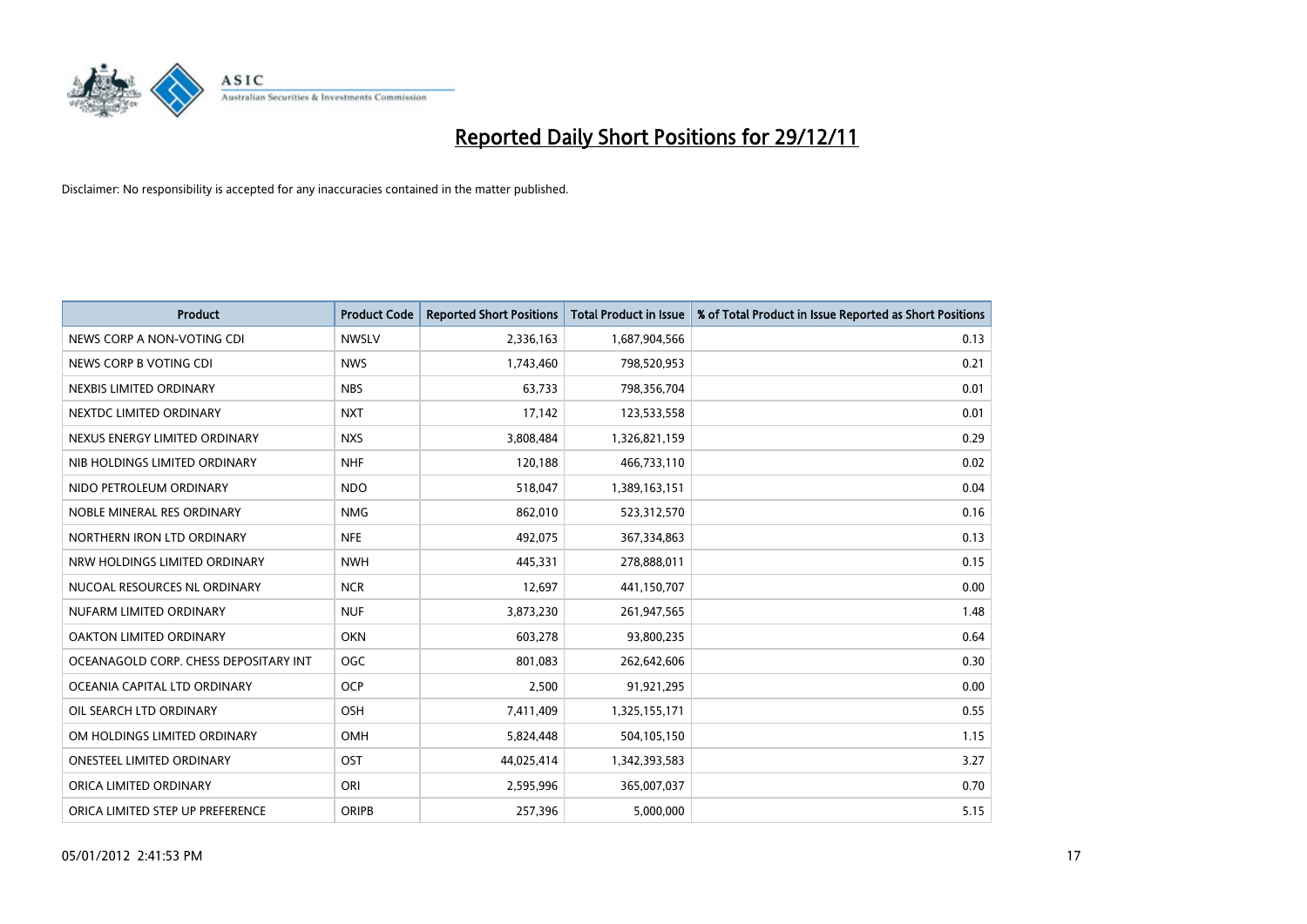# Reported Daily Short Positions for 29/12/11

Disclaimer: No responsibility is accepted for any inaccuracies contained in the matter published.

| Product | Product Code | Reported Short Positions | Total Product in Issue | % of Total Product in Issue Reported as Short Positions |
|---|---|---|---|---|
| NEWS CORP A NON-VOTING CDI | NWSLV | 2,336,163 | 1,687,904,566 | 0.13 |
| NEWS CORP B VOTING CDI | NWS | 1,743,460 | 798,520,953 | 0.21 |
| NEXBIS LIMITED ORDINARY | NBS | 63,733 | 798,356,704 | 0.01 |
| NEXTDC LIMITED ORDINARY | NXT | 17,142 | 123,533,558 | 0.01 |
| NEXUS ENERGY LIMITED ORDINARY | NXS | 3,808,484 | 1,326,821,159 | 0.29 |
| NIB HOLDINGS LIMITED ORDINARY | NHF | 120,188 | 466,733,110 | 0.02 |
| NIDO PETROLEUM ORDINARY | NDO | 518,047 | 1,389,163,151 | 0.04 |
| NOBLE MINERAL RES ORDINARY | NMG | 862,010 | 523,312,570 | 0.16 |
| NORTHERN IRON LTD ORDINARY | NFE | 492,075 | 367,334,863 | 0.13 |
| NRW HOLDINGS LIMITED ORDINARY | NWH | 445,331 | 278,888,011 | 0.15 |
| NUCOAL RESOURCES NL ORDINARY | NCR | 12,697 | 441,150,707 | 0.00 |
| NUFARM LIMITED ORDINARY | NUF | 3,873,230 | 261,947,565 | 1.48 |
| OAKTON LIMITED ORDINARY | OKN | 603,278 | 93,800,235 | 0.64 |
| OCEANAGOLD CORP. CHESS DEPOSITARY INT | OGC | 801,083 | 262,642,606 | 0.30 |
| OCEANIA CAPITAL LTD ORDINARY | OCP | 2,500 | 91,921,295 | 0.00 |
| OIL SEARCH LTD ORDINARY | OSH | 7,411,409 | 1,325,155,171 | 0.55 |
| OM HOLDINGS LIMITED ORDINARY | OMH | 5,824,448 | 504,105,150 | 1.15 |
| ONESTEEL LIMITED ORDINARY | OST | 44,025,414 | 1,342,393,583 | 3.27 |
| ORICA LIMITED ORDINARY | ORI | 2,595,996 | 365,007,037 | 0.70 |
| ORICA LIMITED STEP UP PREFERENCE | ORIPB | 257,396 | 5,000,000 | 5.15 |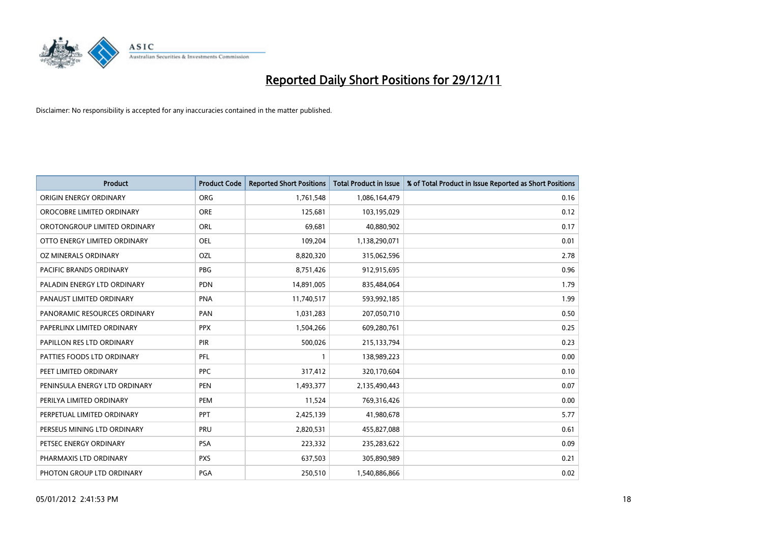# Reported Daily Short Positions for 29/12/11

Disclaimer: No responsibility is accepted for any inaccuracies contained in the matter published.

| Product | Product Code | Reported Short Positions | Total Product in Issue | % of Total Product in Issue Reported as Short Positions |
|---|---|---|---|---|
| ORIGIN ENERGY ORDINARY | ORG | 1,761,548 | 1,086,164,479 | 0.16 |
| OROCOBRE LIMITED ORDINARY | ORE | 125,681 | 103,195,029 | 0.12 |
| OROTONGROUP LIMITED ORDINARY | ORL | 69,681 | 40,880,902 | 0.17 |
| OTTO ENERGY LIMITED ORDINARY | OEL | 109,204 | 1,138,290,071 | 0.01 |
| OZ MINERALS ORDINARY | OZL | 8,820,320 | 315,062,596 | 2.78 |
| PACIFIC BRANDS ORDINARY | PBG | 8,751,426 | 912,915,695 | 0.96 |
| PALADIN ENERGY LTD ORDINARY | PDN | 14,891,005 | 835,484,064 | 1.79 |
| PANAUST LIMITED ORDINARY | PNA | 11,740,517 | 593,992,185 | 1.99 |
| PANORAMIC RESOURCES ORDINARY | PAN | 1,031,283 | 207,050,710 | 0.50 |
| PAPERLINX LIMITED ORDINARY | PPX | 1,504,266 | 609,280,761 | 0.25 |
| PAPILLON RES LTD ORDINARY | PIR | 500,026 | 215,133,794 | 0.23 |
| PATTIES FOODS LTD ORDINARY | PFL | 1 | 138,989,223 | 0.00 |
| PEET LIMITED ORDINARY | PPC | 317,412 | 320,170,604 | 0.10 |
| PENINSULA ENERGY LTD ORDINARY | PEN | 1,493,377 | 2,135,490,443 | 0.07 |
| PERILYA LIMITED ORDINARY | PEM | 11,524 | 769,316,426 | 0.00 |
| PERPETUAL LIMITED ORDINARY | PPT | 2,425,139 | 41,980,678 | 5.77 |
| PERSEUS MINING LTD ORDINARY | PRU | 2,820,531 | 455,827,088 | 0.61 |
| PETSEC ENERGY ORDINARY | PSA | 223,332 | 235,283,622 | 0.09 |
| PHARMAXIS LTD ORDINARY | PXS | 637,503 | 305,890,989 | 0.21 |
| PHOTON GROUP LTD ORDINARY | PGA | 250,510 | 1,540,886,866 | 0.02 |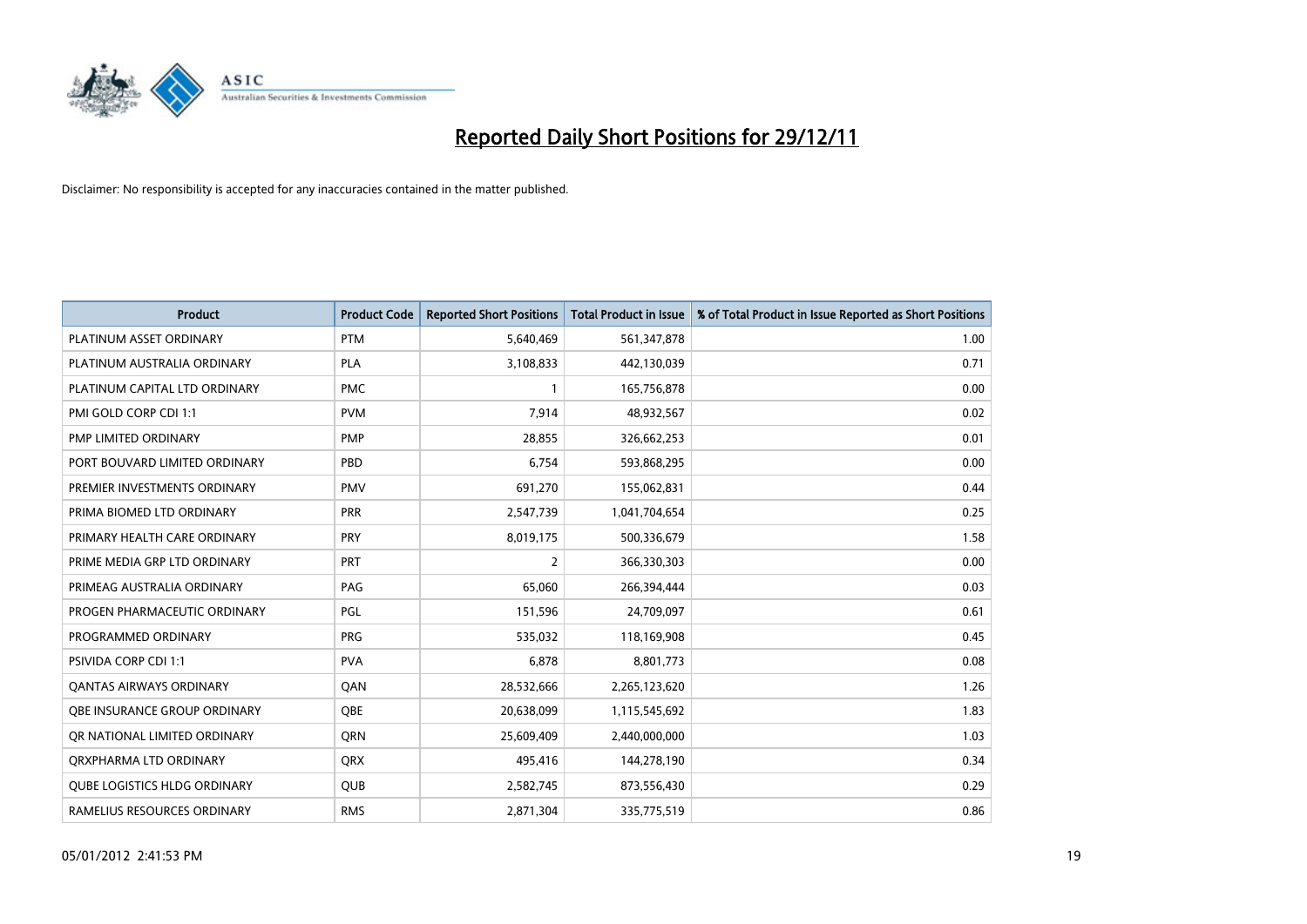# Reported Daily Short Positions for 29/12/11

Disclaimer: No responsibility is accepted for any inaccuracies contained in the matter published.

| Product | Product Code | Reported Short Positions | Total Product in Issue | % of Total Product in Issue Reported as Short Positions |
| --- | --- | --- | --- | --- |
| PLATINUM ASSET ORDINARY | PTM | 5,640,469 | 561,347,878 | 1.00 |
| PLATINUM AUSTRALIA ORDINARY | PLA | 3,108,833 | 442,130,039 | 0.71 |
| PLATINUM CAPITAL LTD ORDINARY | PMC | 1 | 165,756,878 | 0.00 |
| PMI GOLD CORP CDI 1:1 | PVM | 7,914 | 48,932,567 | 0.02 |
| PMP LIMITED ORDINARY | PMP | 28,855 | 326,662,253 | 0.01 |
| PORT BOUVARD LIMITED ORDINARY | PBD | 6,754 | 593,868,295 | 0.00 |
| PREMIER INVESTMENTS ORDINARY | PMV | 691,270 | 155,062,831 | 0.44 |
| PRIMA BIOMED LTD ORDINARY | PRR | 2,547,739 | 1,041,704,654 | 0.25 |
| PRIMARY HEALTH CARE ORDINARY | PRY | 8,019,175 | 500,336,679 | 1.58 |
| PRIME MEDIA GRP LTD ORDINARY | PRT | 2 | 366,330,303 | 0.00 |
| PRIMEAG AUSTRALIA ORDINARY | PAG | 65,060 | 266,394,444 | 0.03 |
| PROGEN PHARMACEUTIC ORDINARY | PGL | 151,596 | 24,709,097 | 0.61 |
| PROGRAMMED ORDINARY | PRG | 535,032 | 118,169,908 | 0.45 |
| PSIVIDA CORP CDI 1:1 | PVA | 6,878 | 8,801,773 | 0.08 |
| QANTAS AIRWAYS ORDINARY | QAN | 28,532,666 | 2,265,123,620 | 1.26 |
| QBE INSURANCE GROUP ORDINARY | QBE | 20,638,099 | 1,115,545,692 | 1.83 |
| QR NATIONAL LIMITED ORDINARY | QRN | 25,609,409 | 2,440,000,000 | 1.03 |
| QRXPHARMA LTD ORDINARY | QRX | 495,416 | 144,278,190 | 0.34 |
| QUBE LOGISTICS HLDG ORDINARY | QUB | 2,582,745 | 873,556,430 | 0.29 |
| RAMELIUS RESOURCES ORDINARY | RMS | 2,871,304 | 335,775,519 | 0.86 |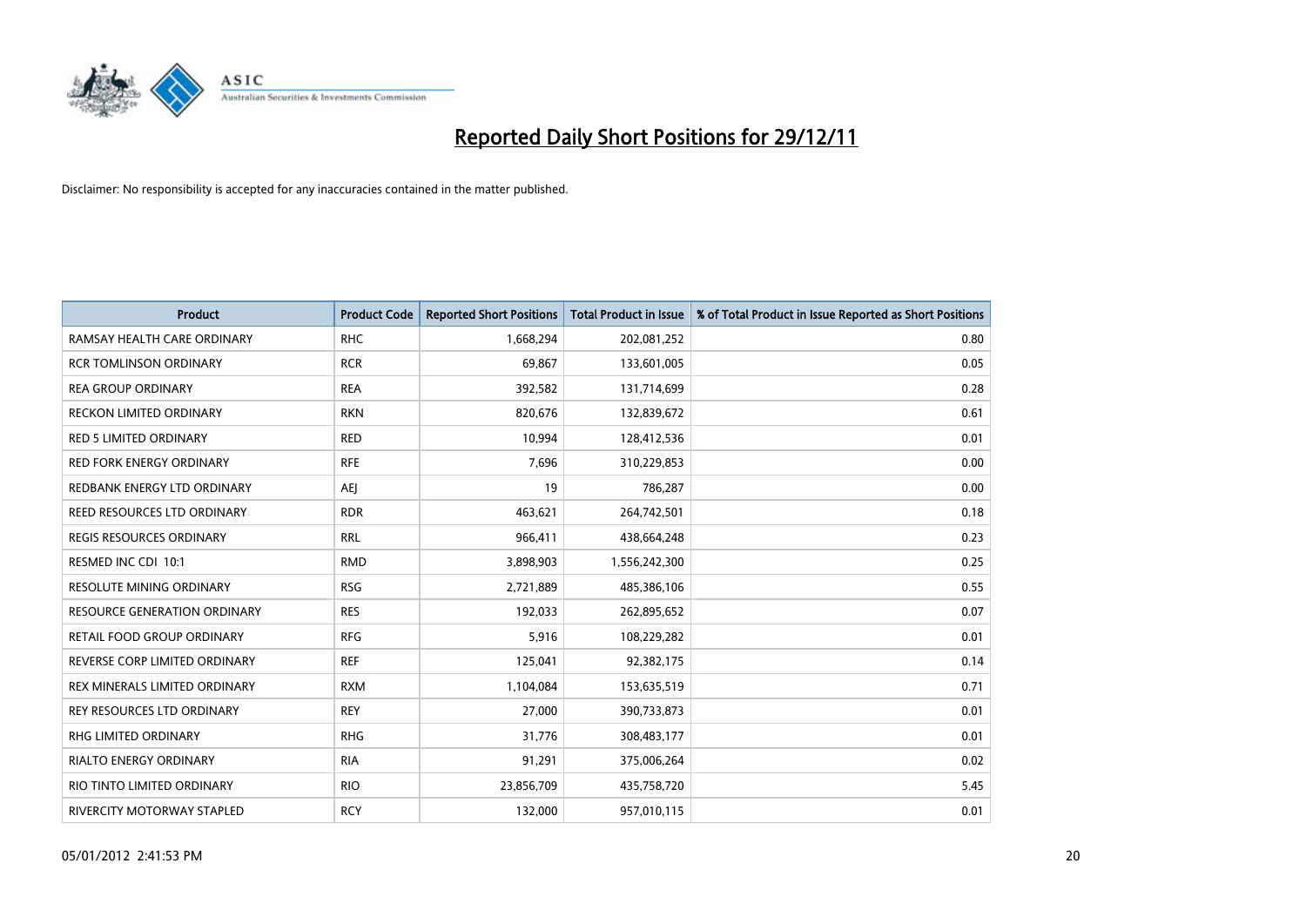# Reported Daily Short Positions for 29/12/11

Disclaimer: No responsibility is accepted for any inaccuracies contained in the matter published.

| Product | Product Code | Reported Short Positions | Total Product in Issue | % of Total Product in Issue Reported as Short Positions |
|---|---|---|---|---|
| RAMSAY HEALTH CARE ORDINARY | RHC | 1,668,294 | 202,081,252 | 0.80 |
| RCR TOMLINSON ORDINARY | RCR | 69,867 | 133,601,005 | 0.05 |
| REA GROUP ORDINARY | REA | 392,582 | 131,714,699 | 0.28 |
| RECKON LIMITED ORDINARY | RKN | 820,676 | 132,839,672 | 0.61 |
| RED 5 LIMITED ORDINARY | RED | 10,994 | 128,412,536 | 0.01 |
| RED FORK ENERGY ORDINARY | RFE | 7,696 | 310,229,853 | 0.00 |
| REDBANK ENERGY LTD ORDINARY | AEJ | 19 | 786,287 | 0.00 |
| REED RESOURCES LTD ORDINARY | RDR | 463,621 | 264,742,501 | 0.18 |
| REGIS RESOURCES ORDINARY | RRL | 966,411 | 438,664,248 | 0.23 |
| RESMED INC CDI 10:1 | RMD | 3,898,903 | 1,556,242,300 | 0.25 |
| RESOLUTE MINING ORDINARY | RSG | 2,721,889 | 485,386,106 | 0.55 |
| RESOURCE GENERATION ORDINARY | RES | 192,033 | 262,895,652 | 0.07 |
| RETAIL FOOD GROUP ORDINARY | RFG | 5,916 | 108,229,282 | 0.01 |
| REVERSE CORP LIMITED ORDINARY | REF | 125,041 | 92,382,175 | 0.14 |
| REX MINERALS LIMITED ORDINARY | RXM | 1,104,084 | 153,635,519 | 0.71 |
| REY RESOURCES LTD ORDINARY | REY | 27,000 | 390,733,873 | 0.01 |
| RHG LIMITED ORDINARY | RHG | 31,776 | 308,483,177 | 0.01 |
| RIALTO ENERGY ORDINARY | RIA | 91,291 | 375,006,264 | 0.02 |
| RIO TINTO LIMITED ORDINARY | RIO | 23,856,709 | 435,758,720 | 5.45 |
| RIVERCITY MOTORWAY STAPLED | RCY | 132,000 | 957,010,115 | 0.01 |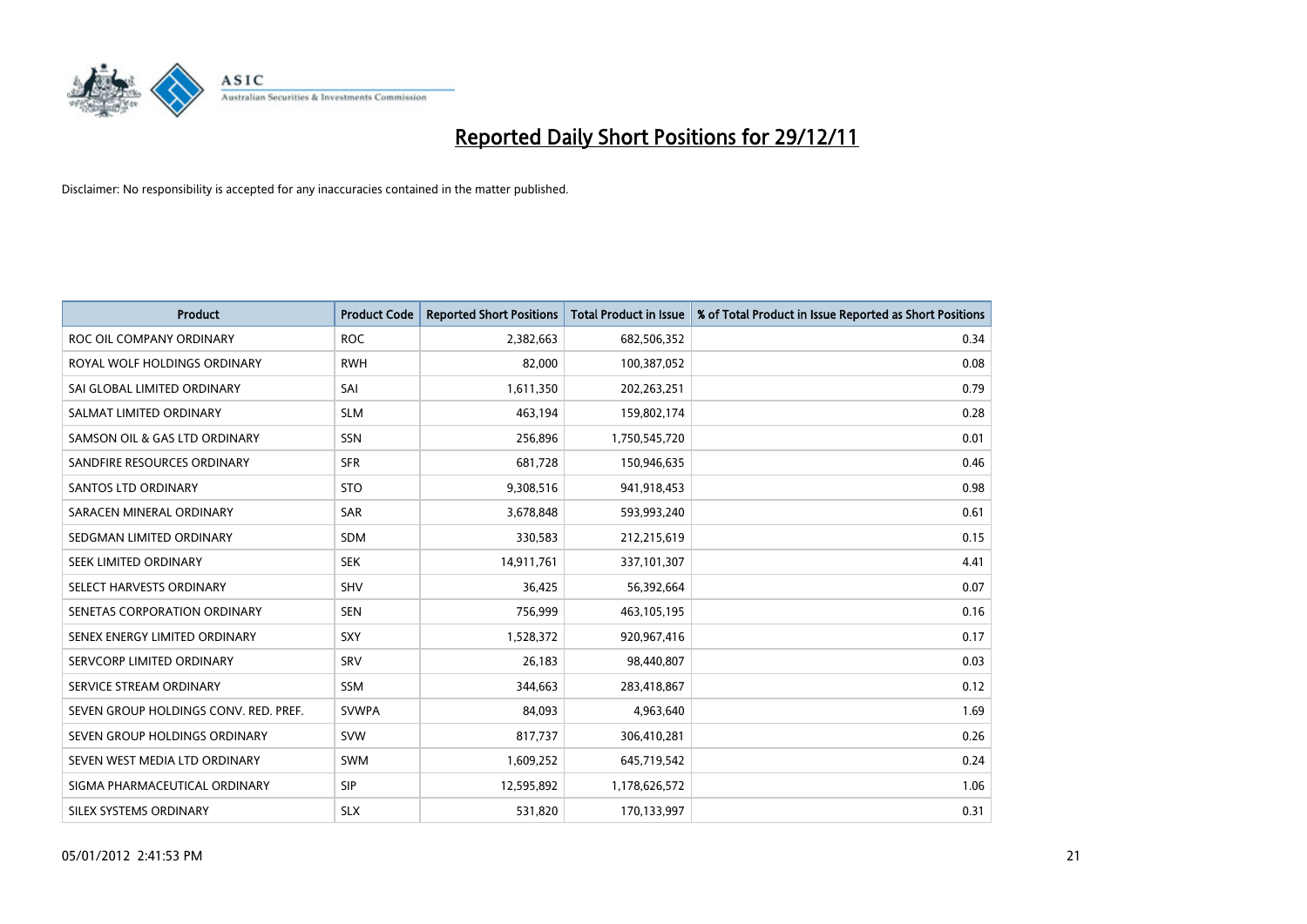# Reported Daily Short Positions for 29/12/11

Disclaimer: No responsibility is accepted for any inaccuracies contained in the matter published.

| Product | Product Code | Reported Short Positions | Total Product in Issue | % of Total Product in Issue Reported as Short Positions |
|---|---|---|---|---|
| ROC OIL COMPANY ORDINARY | ROC | 2,382,663 | 682,506,352 | 0.34 |
| ROYAL WOLF HOLDINGS ORDINARY | RWH | 82,000 | 100,387,052 | 0.08 |
| SAI GLOBAL LIMITED ORDINARY | SAI | 1,611,350 | 202,263,251 | 0.79 |
| SALMAT LIMITED ORDINARY | SLM | 463,194 | 159,802,174 | 0.28 |
| SAMSON OIL & GAS LTD ORDINARY | SSN | 256,896 | 1,750,545,720 | 0.01 |
| SANDFIRE RESOURCES ORDINARY | SFR | 681,728 | 150,946,635 | 0.46 |
| SANTOS LTD ORDINARY | STO | 9,308,516 | 941,918,453 | 0.98 |
| SARACEN MINERAL ORDINARY | SAR | 3,678,848 | 593,993,240 | 0.61 |
| SEDGMAN LIMITED ORDINARY | SDM | 330,583 | 212,215,619 | 0.15 |
| SEEK LIMITED ORDINARY | SEK | 14,911,761 | 337,101,307 | 4.41 |
| SELECT HARVESTS ORDINARY | SHV | 36,425 | 56,392,664 | 0.07 |
| SENETAS CORPORATION ORDINARY | SEN | 756,999 | 463,105,195 | 0.16 |
| SENEX ENERGY LIMITED ORDINARY | SXY | 1,528,372 | 920,967,416 | 0.17 |
| SERVCORP LIMITED ORDINARY | SRV | 26,183 | 98,440,807 | 0.03 |
| SERVICE STREAM ORDINARY | SSM | 344,663 | 283,418,867 | 0.12 |
| SEVEN GROUP HOLDINGS CONV. RED. PREF. | SVWPA | 84,093 | 4,963,640 | 1.69 |
| SEVEN GROUP HOLDINGS ORDINARY | SVW | 817,737 | 306,410,281 | 0.26 |
| SEVEN WEST MEDIA LTD ORDINARY | SWM | 1,609,252 | 645,719,542 | 0.24 |
| SIGMA PHARMACEUTICAL ORDINARY | SIP | 12,595,892 | 1,178,626,572 | 1.06 |
| SILEX SYSTEMS ORDINARY | SLX | 531,820 | 170,133,997 | 0.31 |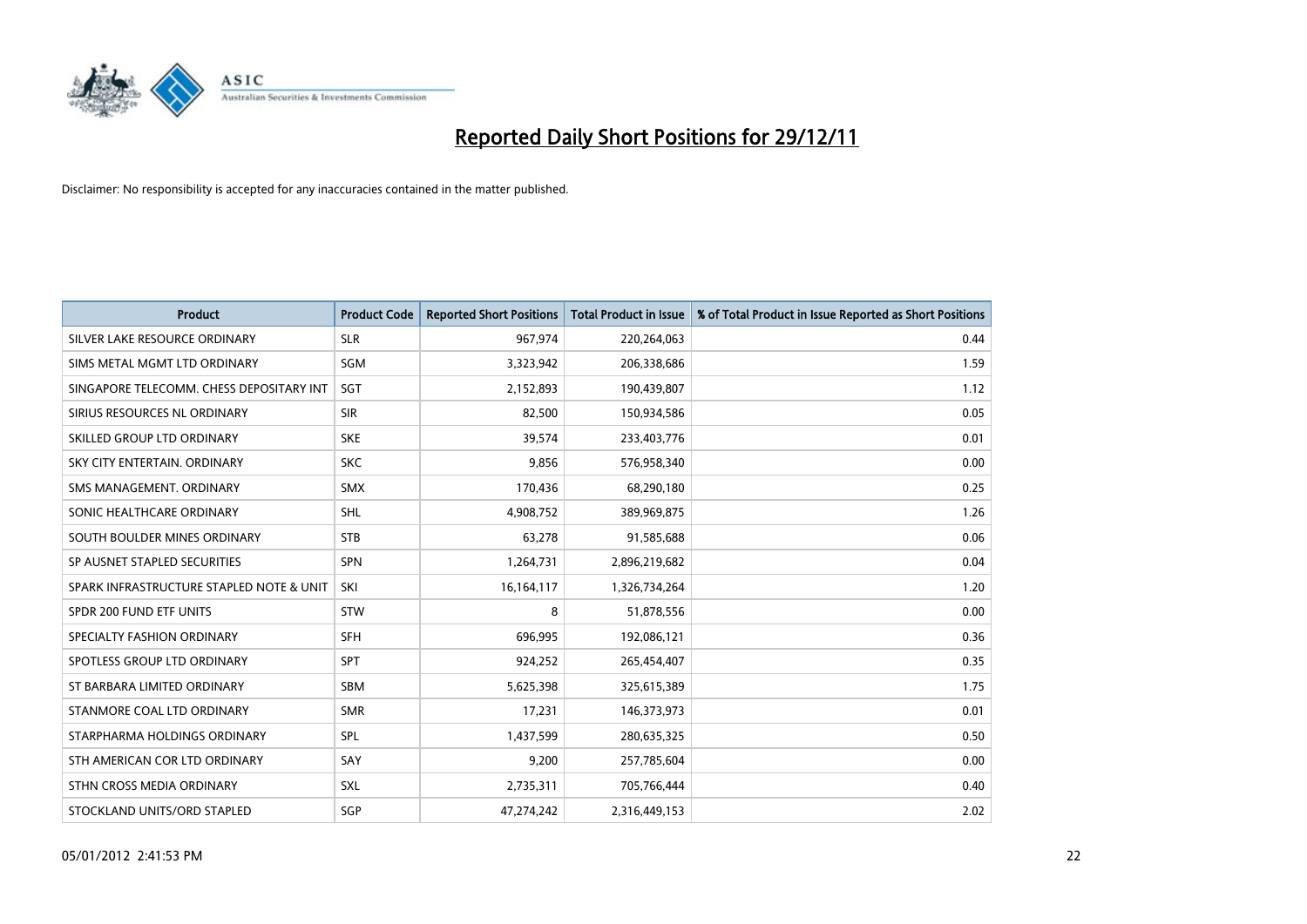# Reported Daily Short Positions for 29/12/11

Disclaimer: No responsibility is accepted for any inaccuracies contained in the matter published.

| Product | Product Code | Reported Short Positions | Total Product in Issue | % of Total Product in Issue Reported as Short Positions |
|---|---|---|---|---|
| SILVER LAKE RESOURCE ORDINARY | SLR | 967,974 | 220,264,063 | 0.44 |
| SIMS METAL MGMT LTD ORDINARY | SGM | 3,323,942 | 206,338,686 | 1.59 |
| SINGAPORE TELECOMM. CHESS DEPOSITARY INT | SGT | 2,152,893 | 190,439,807 | 1.12 |
| SIRIUS RESOURCES NL ORDINARY | SIR | 82,500 | 150,934,586 | 0.05 |
| SKILLED GROUP LTD ORDINARY | SKE | 39,574 | 233,403,776 | 0.01 |
| SKY CITY ENTERTAIN. ORDINARY | SKC | 9,856 | 576,958,340 | 0.00 |
| SMS MANAGEMENT. ORDINARY | SMX | 170,436 | 68,290,180 | 0.25 |
| SONIC HEALTHCARE ORDINARY | SHL | 4,908,752 | 389,969,875 | 1.26 |
| SOUTH BOULDER MINES ORDINARY | STB | 63,278 | 91,585,688 | 0.06 |
| SP AUSNET STAPLED SECURITIES | SPN | 1,264,731 | 2,896,219,682 | 0.04 |
| SPARK INFRASTRUCTURE STAPLED NOTE & UNIT | SKI | 16,164,117 | 1,326,734,264 | 1.20 |
| SPDR 200 FUND ETF UNITS | STW | 8 | 51,878,556 | 0.00 |
| SPECIALTY FASHION ORDINARY | SFH | 696,995 | 192,086,121 | 0.36 |
| SPOTLESS GROUP LTD ORDINARY | SPT | 924,252 | 265,454,407 | 0.35 |
| ST BARBARA LIMITED ORDINARY | SBM | 5,625,398 | 325,615,389 | 1.75 |
| STANMORE COAL LTD ORDINARY | SMR | 17,231 | 146,373,973 | 0.01 |
| STARPHARMA HOLDINGS ORDINARY | SPL | 1,437,599 | 280,635,325 | 0.50 |
| STH AMERICAN COR LTD ORDINARY | SAY | 9,200 | 257,785,604 | 0.00 |
| STHN CROSS MEDIA ORDINARY | SXL | 2,735,311 | 705,766,444 | 0.40 |
| STOCKLAND UNITS/ORD STAPLED | SGP | 47,274,242 | 2,316,449,153 | 2.02 |

05/01/2012 2:41:53 PM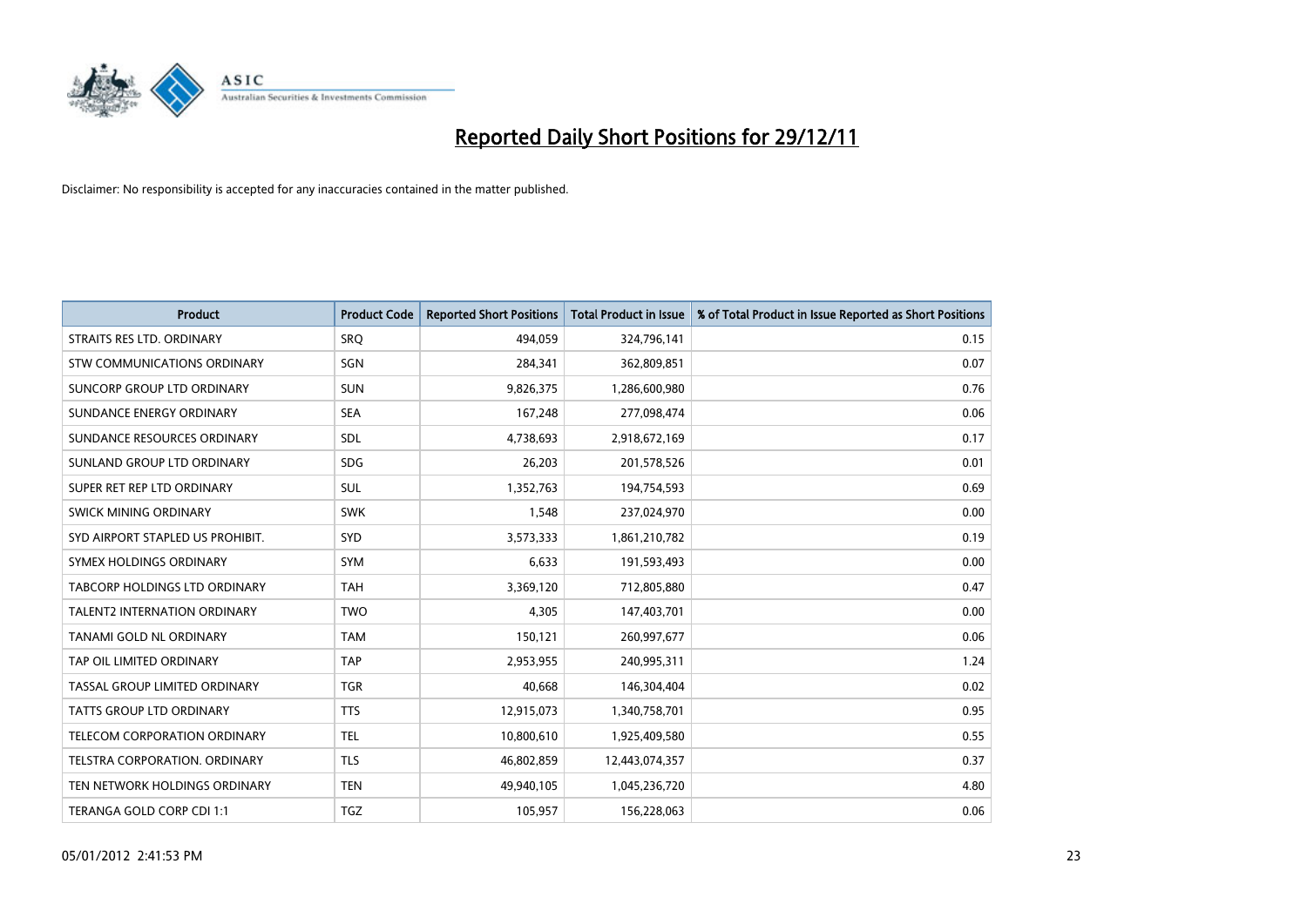# Reported Daily Short Positions for 29/12/11

Disclaimer: No responsibility is accepted for any inaccuracies contained in the matter published.

| Product | Product Code | Reported Short Positions | Total Product in Issue | % of Total Product in Issue Reported as Short Positions |
|---|---|---|---|---|
| STRAITS RES LTD. ORDINARY | SRQ | 494,059 | 324,796,141 | 0.15 |
| STW COMMUNICATIONS ORDINARY | SGN | 284,341 | 362,809,851 | 0.07 |
| SUNCORP GROUP LTD ORDINARY | SUN | 9,826,375 | 1,286,600,980 | 0.76 |
| SUNDANCE ENERGY ORDINARY | SEA | 167,248 | 277,098,474 | 0.06 |
| SUNDANCE RESOURCES ORDINARY | SDL | 4,738,693 | 2,918,672,169 | 0.17 |
| SUNLAND GROUP LTD ORDINARY | SDG | 26,203 | 201,578,526 | 0.01 |
| SUPER RET REP LTD ORDINARY | SUL | 1,352,763 | 194,754,593 | 0.69 |
| SWICK MINING ORDINARY | SWK | 1,548 | 237,024,970 | 0.00 |
| SYD AIRPORT STAPLED US PROHIBIT. | SYD | 3,573,333 | 1,861,210,782 | 0.19 |
| SYMEX HOLDINGS ORDINARY | SYM | 6,633 | 191,593,493 | 0.00 |
| TABCORP HOLDINGS LTD ORDINARY | TAH | 3,369,120 | 712,805,880 | 0.47 |
| TALENT2 INTERNATION ORDINARY | TWO | 4,305 | 147,403,701 | 0.00 |
| TANAMI GOLD NL ORDINARY | TAM | 150,121 | 260,997,677 | 0.06 |
| TAP OIL LIMITED ORDINARY | TAP | 2,953,955 | 240,995,311 | 1.24 |
| TASSAL GROUP LIMITED ORDINARY | TGR | 40,668 | 146,304,404 | 0.02 |
| TATTS GROUP LTD ORDINARY | TTS | 12,915,073 | 1,340,758,701 | 0.95 |
| TELECOM CORPORATION ORDINARY | TEL | 10,800,610 | 1,925,409,580 | 0.55 |
| TELSTRA CORPORATION. ORDINARY | TLS | 46,802,859 | 12,443,074,357 | 0.37 |
| TEN NETWORK HOLDINGS ORDINARY | TEN | 49,940,105 | 1,045,236,720 | 4.80 |
| TERANGA GOLD CORP CDI 1:1 | TGZ | 105,957 | 156,228,063 | 0.06 |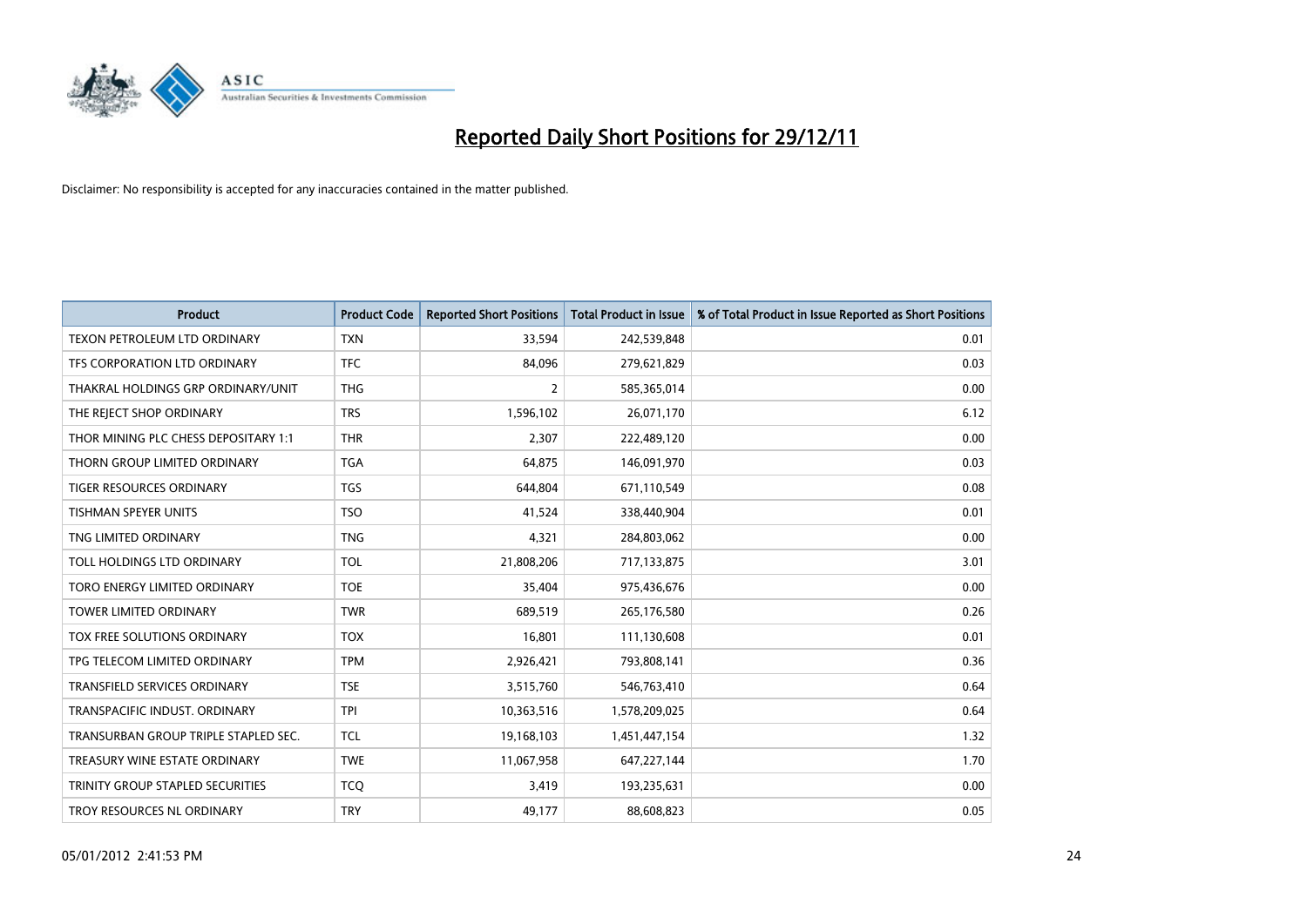# Reported Daily Short Positions for 29/12/11

Disclaimer: No responsibility is accepted for any inaccuracies contained in the matter published.

| Product | Product Code | Reported Short Positions | Total Product in Issue | % of Total Product in Issue Reported as Short Positions |
|---|---|---|---|---|
| TEXON PETROLEUM LTD ORDINARY | TXN | 33,594 | 242,539,848 | 0.01 |
| TFS CORPORATION LTD ORDINARY | TFC | 84,096 | 279,621,829 | 0.03 |
| THAKRAL HOLDINGS GRP ORDINARY/UNIT | THG | 2 | 585,365,014 | 0.00 |
| THE REJECT SHOP ORDINARY | TRS | 1,596,102 | 26,071,170 | 6.12 |
| THOR MINING PLC CHESS DEPOSITARY 1:1 | THR | 2,307 | 222,489,120 | 0.00 |
| THORN GROUP LIMITED ORDINARY | TGA | 64,875 | 146,091,970 | 0.03 |
| TIGER RESOURCES ORDINARY | TGS | 644,804 | 671,110,549 | 0.08 |
| TISHMAN SPEYER UNITS | TSO | 41,524 | 338,440,904 | 0.01 |
| TNG LIMITED ORDINARY | TNG | 4,321 | 284,803,062 | 0.00 |
| TOLL HOLDINGS LTD ORDINARY | TOL | 21,808,206 | 717,133,875 | 3.01 |
| TORO ENERGY LIMITED ORDINARY | TOE | 35,404 | 975,436,676 | 0.00 |
| TOWER LIMITED ORDINARY | TWR | 689,519 | 265,176,580 | 0.26 |
| TOX FREE SOLUTIONS ORDINARY | TOX | 16,801 | 111,130,608 | 0.01 |
| TPG TELECOM LIMITED ORDINARY | TPM | 2,926,421 | 793,808,141 | 0.36 |
| TRANSFIELD SERVICES ORDINARY | TSE | 3,515,760 | 546,763,410 | 0.64 |
| TRANSPACIFIC INDUST. ORDINARY | TPI | 10,363,516 | 1,578,209,025 | 0.64 |
| TRANSURBAN GROUP TRIPLE STAPLED SEC. | TCL | 19,168,103 | 1,451,447,154 | 1.32 |
| TREASURY WINE ESTATE ORDINARY | TWE | 11,067,958 | 647,227,144 | 1.70 |
| TRINITY GROUP STAPLED SECURITIES | TCQ | 3,419 | 193,235,631 | 0.00 |
| TROY RESOURCES NL ORDINARY | TRY | 49,177 | 88,608,823 | 0.05 |

05/01/2012 2:41:53 PM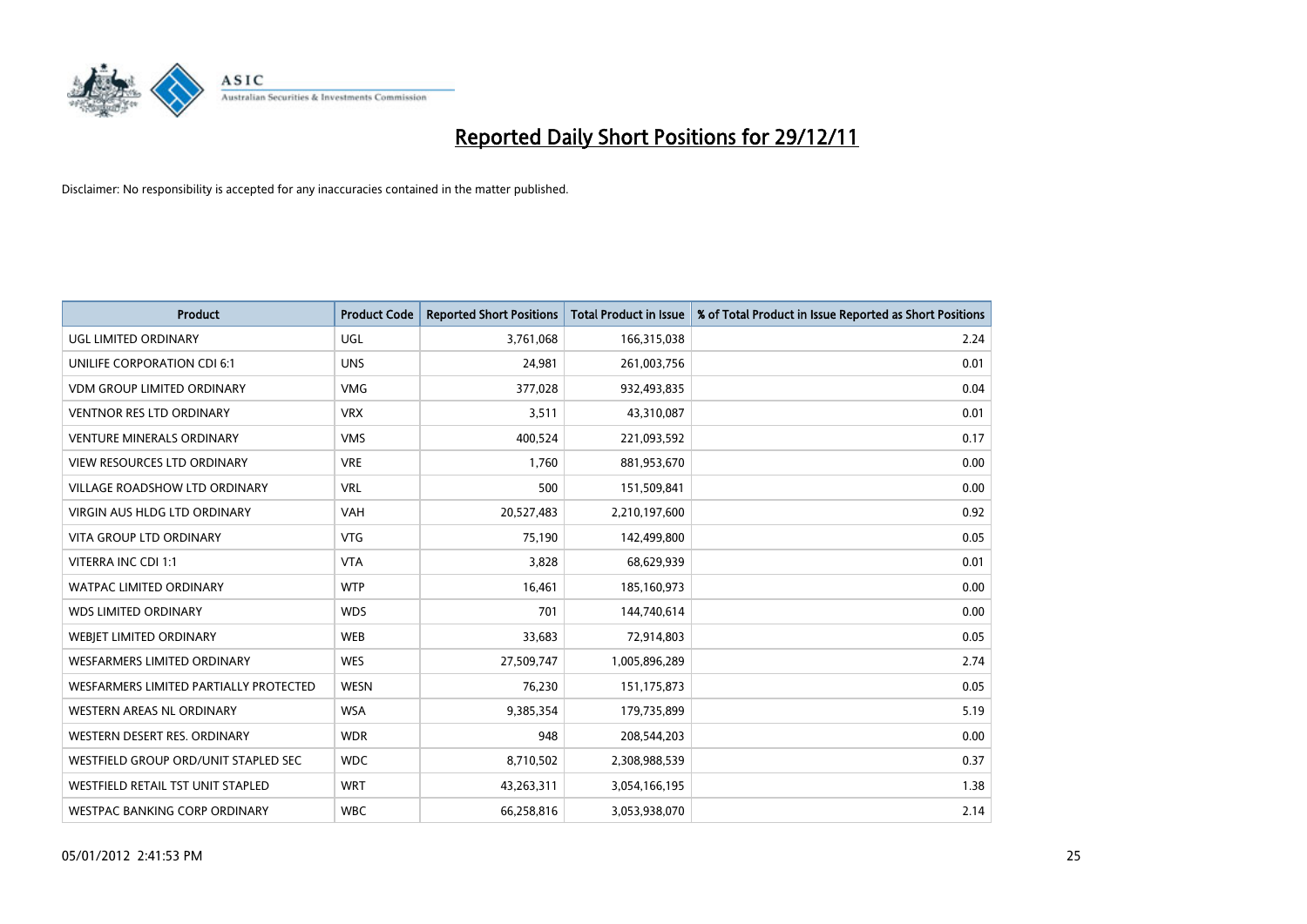# Reported Daily Short Positions for 29/12/11

Disclaimer: No responsibility is accepted for any inaccuracies contained in the matter published.

| Product | Product Code | Reported Short Positions | Total Product in Issue | % of Total Product in Issue Reported as Short Positions |
|---|---|---|---|---|
| UGL LIMITED ORDINARY | UGL | 3,761,068 | 166,315,038 | 2.24 |
| UNILIFE CORPORATION CDI 6:1 | UNS | 24,981 | 261,003,756 | 0.01 |
| VDM GROUP LIMITED ORDINARY | VMG | 377,028 | 932,493,835 | 0.04 |
| VENTNOR RES LTD ORDINARY | VRX | 3,511 | 43,310,087 | 0.01 |
| VENTURE MINERALS ORDINARY | VMS | 400,524 | 221,093,592 | 0.17 |
| VIEW RESOURCES LTD ORDINARY | VRE | 1,760 | 881,953,670 | 0.00 |
| VILLAGE ROADSHOW LTD ORDINARY | VRL | 500 | 151,509,841 | 0.00 |
| VIRGIN AUS HLDG LTD ORDINARY | VAH | 20,527,483 | 2,210,197,600 | 0.92 |
| VITA GROUP LTD ORDINARY | VTG | 75,190 | 142,499,800 | 0.05 |
| VITERRA INC CDI 1:1 | VTA | 3,828 | 68,629,939 | 0.01 |
| WATPAC LIMITED ORDINARY | WTP | 16,461 | 185,160,973 | 0.00 |
| WDS LIMITED ORDINARY | WDS | 701 | 144,740,614 | 0.00 |
| WEBJET LIMITED ORDINARY | WEB | 33,683 | 72,914,803 | 0.05 |
| WESFARMERS LIMITED ORDINARY | WES | 27,509,747 | 1,005,896,289 | 2.74 |
| WESFARMERS LIMITED PARTIALLY PROTECTED | WESN | 76,230 | 151,175,873 | 0.05 |
| WESTERN AREAS NL ORDINARY | WSA | 9,385,354 | 179,735,899 | 5.19 |
| WESTERN DESERT RES. ORDINARY | WDR | 948 | 208,544,203 | 0.00 |
| WESTFIELD GROUP ORD/UNIT STAPLED SEC | WDC | 8,710,502 | 2,308,988,539 | 0.37 |
| WESTFIELD RETAIL TST UNIT STAPLED | WRT | 43,263,311 | 3,054,166,195 | 1.38 |
| WESTPAC BANKING CORP ORDINARY | WBC | 66,258,816 | 3,053,938,070 | 2.14 |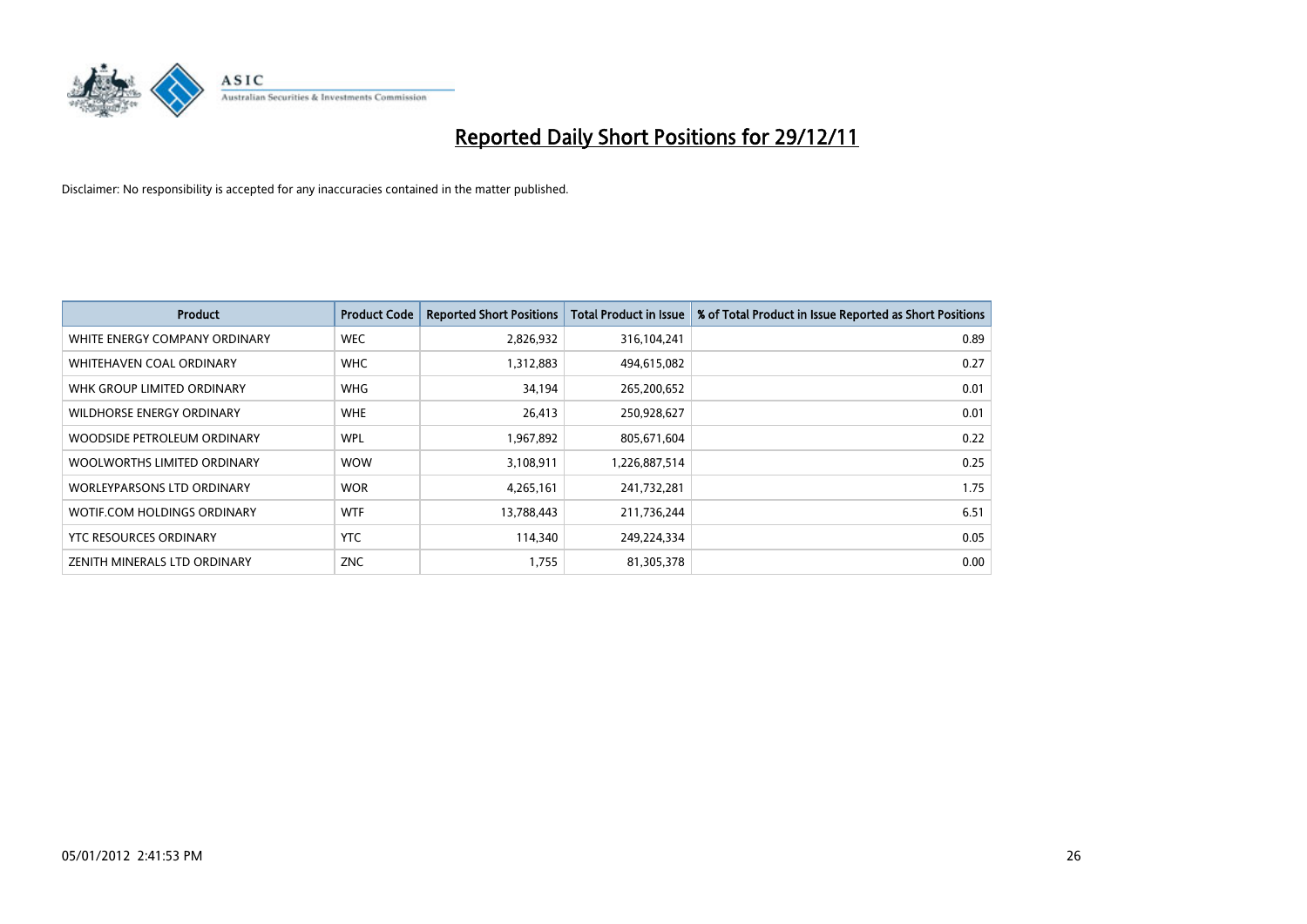# Reported Daily Short Positions for 29/12/11

Disclaimer: No responsibility is accepted for any inaccuracies contained in the matter published.

| Product | Product Code | Reported Short Positions | Total Product in Issue | % of Total Product in Issue Reported as Short Positions |
| --- | --- | --- | --- | --- |
| WHITE ENERGY COMPANY ORDINARY | WEC | 2,826,932 | 316,104,241 | 0.89 |
| WHITEHAVEN COAL ORDINARY | WHC | 1,312,883 | 494,615,082 | 0.27 |
| WHK GROUP LIMITED ORDINARY | WHG | 34,194 | 265,200,652 | 0.01 |
| WILDHORSE ENERGY ORDINARY | WHE | 26,413 | 250,928,627 | 0.01 |
| WOODSIDE PETROLEUM ORDINARY | WPL | 1,967,892 | 805,671,604 | 0.22 |
| WOOLWORTHS LIMITED ORDINARY | WOW | 3,108,911 | 1,226,887,514 | 0.25 |
| WORLEYPARSONS LTD ORDINARY | WOR | 4,265,161 | 241,732,281 | 1.75 |
| WOTIF.COM HOLDINGS ORDINARY | WTF | 13,788,443 | 211,736,244 | 6.51 |
| YTC RESOURCES ORDINARY | YTC | 114,340 | 249,224,334 | 0.05 |
| ZENITH MINERALS LTD ORDINARY | ZNC | 1,755 | 81,305,378 | 0.00 |

05/01/2012 2:41:53 PM